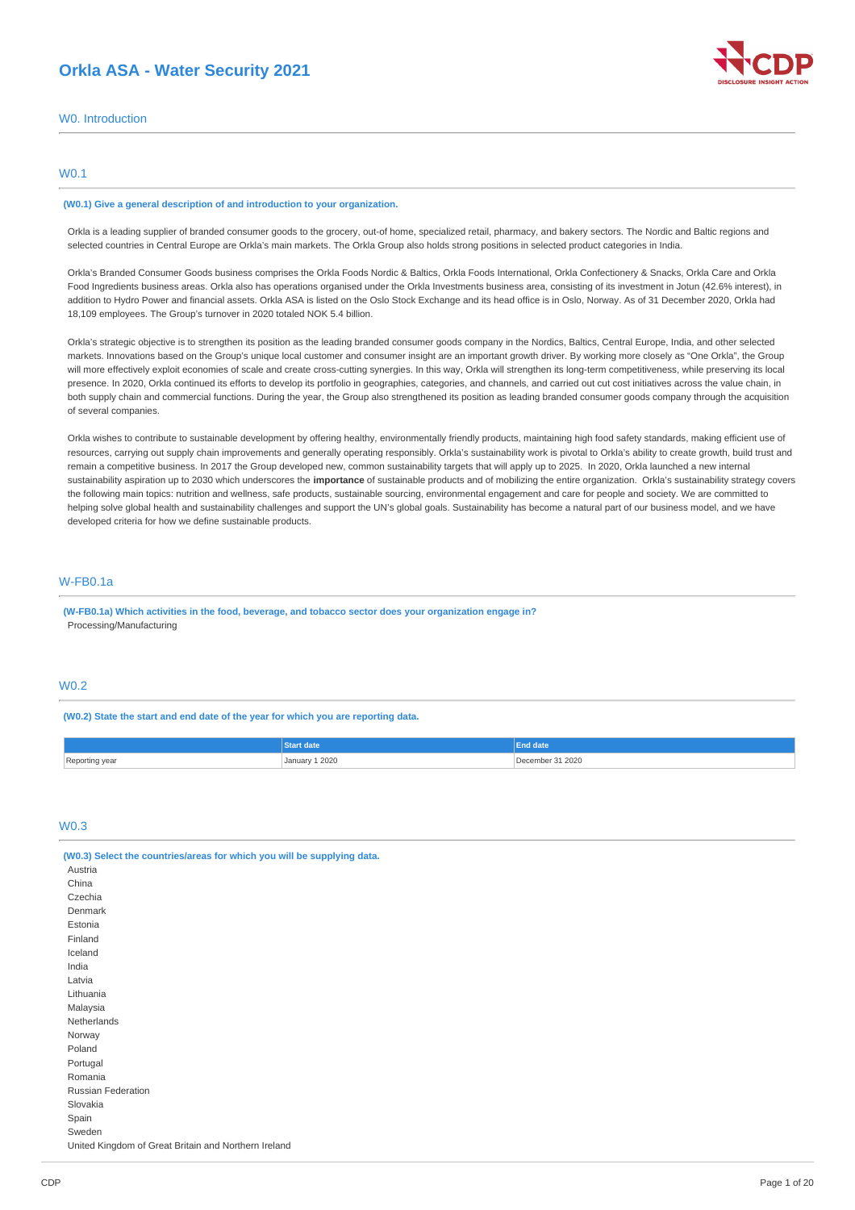# Orkla ASA - Water Security 2021

## W0. Introduction

### W0.1

**(W0.1) Give a general description of and introduction to your organization.**

Orkla is a leading supplier of branded consumer goods to the grocery, out-of home, specialized retail, pharmacy, and bakery sectors. The Nordic and Baltic regions and selected countries in Central Europe are Orkla's main markets. The Orkla Group also holds strong positions in selected product categories in India.

Orkla's Branded Consumer Goods business comprises the Orkla Foods Nordic & Baltics, Orkla Foods International, Orkla Confectionery & Snacks, Orkla Care and Orkla Food Ingredients business areas. Orkla also has operations organised under the Orkla Investments business area, consisting of its investment in Jotun (42.6% interest), in addition to Hydro Power and financial assets. Orkla ASA is listed on the Oslo Stock Exchange and its head office is in Oslo, Norway. As of 31 December 2020, Orkla had 18,109 employees. The Group's turnover in 2020 totaled NOK 5.4 billion.

Orkla's strategic objective is to strengthen its position as the leading branded consumer goods company in the Nordics, Baltics, Central Europe, India, and other selected markets. Innovations based on the Group's unique local customer and consumer insight are an important growth driver. By working more closely as "One Orkla", the Group will more effectively exploit economies of scale and create cross-cutting synergies. In this way, Orkla will strengthen its long-term competitiveness, while preserving its local presence. In 2020, Orkla continued its efforts to develop its portfolio in geographies, categories, and channels, and carried out cut cost initiatives across the value chain, in both supply chain and commercial functions. During the year, the Group also strengthened its position as leading branded consumer goods company through the acquisition of several companies.

Orkla wishes to contribute to sustainable development by offering healthy, environmentally friendly products, maintaining high food safety standards, making efficient use of resources, carrying out supply chain improvements and generally operating responsibly. Orkla's sustainability work is pivotal to Orkla's ability to create growth, build trust and remain a competitive business. In 2017 the Group developed new, common sustainability targets that will apply up to 2025. In 2020, Orkla launched a new internal sustainability aspiration up to 2030 which underscores the **importance** of sustainable products and of mobilizing the entire organization. Orkla's sustainability strategy covers the following main topics: nutrition and wellness, safe products, sustainable sourcing, environmental engagement and care for people and society. We are committed to helping solve global health and sustainability challenges and support the UN's global goals. Sustainability has become a natural part of our business model, and we have developed criteria for how we define sustainable products.

### W-FB0.1a

**(W-FB0.1a) Which activities in the food, beverage, and tobacco sector does your organization engage in?**

Processing/Manufacturing

### W0.2

**(W0.2) State the start and end date of the year for which you are reporting data.**

| | Start date | End date |
|---|---|---|
| Reporting year | January 1 2020 | December 31 2020 |

### W0.3

**(W0.3) Select the countries/areas for which you will be supplying data.**

Austria
China
Czechia
Denmark
Estonia
Finland
Iceland
India
Latvia
Lithuania
Malaysia
Netherlands
Norway
Poland
Portugal
Romania
Russian Federation
Slovakia
Spain
Sweden
United Kingdom of Great Britain and Northern Ireland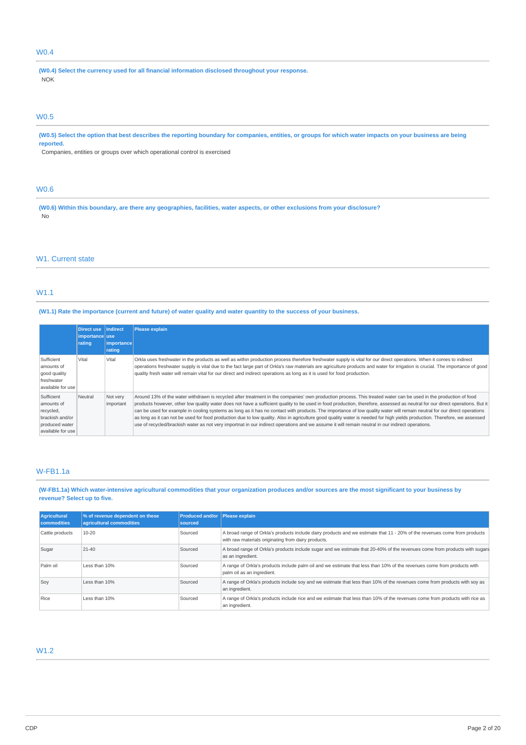## W0.4

**(W0.4) Select the currency used for all financial information disclosed throughout your response.**

NOK

## W0.5

**(W0.5) Select the option that best describes the reporting boundary for companies, entities, or groups for which water impacts on your business are being reported.**

Companies, entities or groups over which operational control is exercised

## W0.6

**(W0.6) Within this boundary, are there any geographies, facilities, water aspects, or other exclusions from your disclosure?**

No

## W1. Current state

## W1.1

**(W1.1) Rate the importance (current and future) of water quality and water quantity to the success of your business.**

| | Direct use importance rating | Indirect use importance rating | Please explain |
|---|---|---|---|
| Sufficient amounts of good quality freshwater available for use | Vital | Vital | Orkla uses freshwater in the products as well as within production process therefore freshwater supply is vital for our direct operations. When it comes to indirect operations freshwater supply is vital due to the fact large part of Orkla's raw materials are agriculture products and water for irrigation is crucial. The importance of good quality fresh water will remain vital for our direct and indirect operations as long as it is used for food production. |
| Sufficient amounts of recycled, brackish and/or produced water available for use | Neutral | Not very important | Around 13% of the water withdrawn is recycled after treatment in the companies' own production process. This treated water can be used in the production of food products however, other low quality water does not have a sufficient quality to be used in food production, therefore, assessed as neutral for our direct operations. But it can be used for example in cooling systems as long as it has no contact with products. The importance of low quality water will remain neutral for our direct operations as long as it can not be used for food production due to low quality. Also in agriculture good quality water is needed for high yields production. Therefore, we assessed use of recycled/brackish water as not very importnat in our indirect operations and we assume it will remain neutral in our indirect operations. |

## W-FB1.1a

**(W-FB1.1a) Which water-intensive agricultural commodities that your organization produces and/or sources are the most significant to your business by revenue? Select up to five.**

| Agricultural commodities | % of revenue dependent on these agricultural commodities | Produced and/or sourced | Please explain |
|---|---|---|---|
| Cattle products | 10-20 | Sourced | A broad range of Orkla's products include dairy products and we estimate that 11 - 20% of the revenues come from products with raw materials originating from dairy products. |
| Sugar | 21-40 | Sourced | A broad range of Orkla's products include sugar and we estimate that 20-40% of the revenues come from products with sugars as an ingredient. |
| Palm oil | Less than 10% | Sourced | A range of Orkla's products include palm oil and we estimate that less than 10% of the revenues come from products with palm oil as an ingredient. |
| Soy | Less than 10% | Sourced | A range of Orkla's products include soy and we estimate that less than 10% of the revenues come from products with soy as an ingredient. |
| Rice | Less than 10% | Sourced | A range of Orkla's products include rice and we estimate that less than 10% of the revenues come from products with rice as an ingredient. |

## W1.2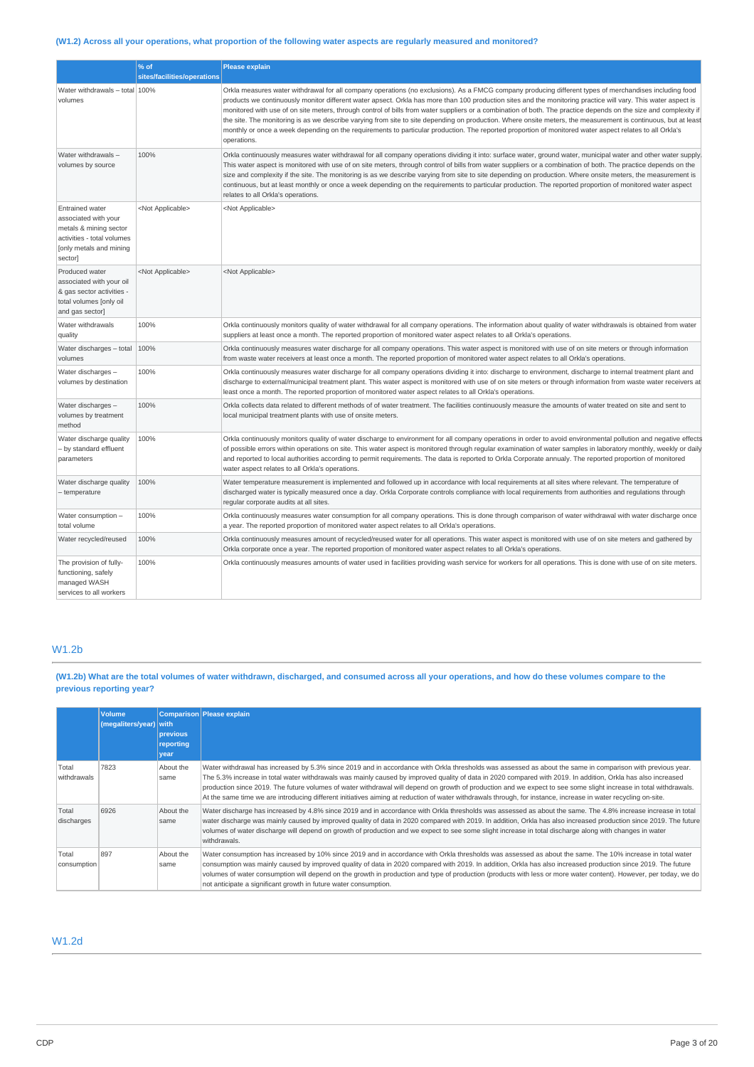### (W1.2) Across all your operations, what proportion of the following water aspects are regularly measured and monitored?

| | % of sites/facilities/operations | Please explain |
|---|---|---|
| Water withdrawals – total volumes | 100% | Orkla measures water withdrawal for all company operations (no exclusions). As a FMCG company producing different types of merchandises including food products we continuously monitor different water apsect. Orkla has more than 100 production sites and the monitoring practice will vary. This water aspect is monitored with use of on site meters, through control of bills from water suppliers or a combination of both. The practice depends on the size and complexity if the site. The monitoring is as we describe varying from site to site depending on production. Where onsite meters, the measurement is continuous, but at least monthly or once a week depending on the requirements to particular production. The reported proportion of monitored water aspect relates to all Orkla's operations. |
| Water withdrawals – volumes by source | 100% | Orkla continuously measures water withdrawal for all company operations dividing it into: surface water, ground water, municipal water and other water supply. This water aspect is monitored with use of on site meters, through control of bills from water suppliers or a combination of both. The practice depends on the size and complexity if the site. The monitoring is as we describe varying from site to site depending on production. Where onsite meters, the measurement is continuous, but at least monthly or once a week depending on the requirements to particular production. The reported proportion of monitored water aspect relates to all Orkla's operations. |
| Entrained water associated with your metals & mining sector activities - total volumes [only metals and mining sector] | <Not Applicable> | <Not Applicable> |
| Produced water associated with your oil & gas sector activities - total volumes [only oil and gas sector] | <Not Applicable> | <Not Applicable> |
| Water withdrawals quality | 100% | Orkla continuously monitors quality of water withdrawal for all company operations. The information about quality of water withdrawals is obtained from water suppliers at least once a month. The reported proportion of monitored water aspect relates to all Orkla's operations. |
| Water discharges – total volumes | 100% | Orkla continuously measures water discharge for all company operations. This water aspect is monitored with use of on site meters or through information from waste water receivers at least once a month. The reported proportion of monitored water aspect relates to all Orkla's operations. |
| Water discharges – volumes by destination | 100% | Orkla continuously measures water discharge for all company operations dividing it into: discharge to environment, discharge to internal treatment plant and discharge to external/municipal treatment plant. This water aspect is monitored with use of on site meters or through information from waste water receivers at least once a month. The reported proportion of monitored water aspect relates to all Orkla's operations. |
| Water discharges – volumes by treatment method | 100% | Orkla collects data related to different methods of of water treatment. The facilities continuously measure the amounts of water treated on site and sent to local municipal treatment plants with use of onsite meters. |
| Water discharge quality – by standard effluent parameters | 100% | Orkla continuously monitors quality of water discharge to environment for all company operations in order to avoid environmental pollution and negative effects of possible errors within operations on site. This water aspect is monitored through regular examination of water samples in laboratory monthly, weekly or daily and reported to local authorities according to permit requirements. The data is reported to Orkla Corporate annualy. The reported proportion of monitored water aspect relates to all Orkla's operations. |
| Water discharge quality – temperature | 100% | Water temperature measurement is implemented and followed up in accordance with local requirements at all sites where relevant. The temperature of discharged water is typically measured once a day. Orkla Corporate controls compliance with local requirements from authorities and regulations through regular corporate audits at all sites. |
| Water consumption – total volume | 100% | Orkla continuously measures water consumption for all company operations. This is done through comparison of water withdrawal with water discharge once a year. The reported proportion of monitored water aspect relates to all Orkla's operations. |
| Water recycled/reused | 100% | Orkla continuously measures amount of recycled/reused water for all operations. This water aspect is monitored with use of on site meters and gathered by Orkla corporate once a year. The reported proportion of monitored water aspect relates to all Orkla's operations. |
| The provision of fully-functioning, safely managed WASH services to all workers | 100% | Orkla continuously measures amounts of water used in facilities providing wash service for workers for all operations. This is done with use of on site meters. |

## W1.2b

### (W1.2b) What are the total volumes of water withdrawn, discharged, and consumed across all your operations, and how do these volumes compare to the previous reporting year?

| | Volume (megaliters/year) | Comparison with previous reporting year | Please explain |
|---|---|---|---|
| Total withdrawals | 7823 | About the same | Water withdrawal has increased by 5.3% since 2019 and in accordance with Orkla thresholds was assessed as about the same in comparison with previous year. The 5.3% increase in total water withdrawals was mainly caused by improved quality of data in 2020 compared with 2019. In addition, Orkla has also increased production since 2019. The future volumes of water withdrawal will depend on growth of production and we expect to see some slight increase in total withdrawals. At the same time we are introducing different initiatives aiming at reduction of water withdrawals through, for instance, increase in water recycling on-site. |
| Total discharges | 6926 | About the same | Water discharge has increased by 4.8% since 2019 and in accordance with Orkla thresholds was assessed as about the same. The 4.8% increase increase in total water discharge was mainly caused by improved quality of data in 2020 compared with 2019. In addition, Orkla has also increased production since 2019. The future volumes of water discharge will depend on growth of production and we expect to see some slight increase in total discharge along with changes in water withdrawals. |
| Total consumption | 897 | About the same | Water consumption has increased by 10% since 2019 and in accordance with Orkla thresholds was assessed as about the same. The 10% increase in total water consumption was mainly caused by improved quality of data in 2020 compared with 2019. In addition, Orkla has also increased production since 2019. The future volumes of water consumption will depend on the growth in production and type of production (products with less or more water content). However, per today, we do not anticipate a significant growth in future water consumption. |

## W1.2d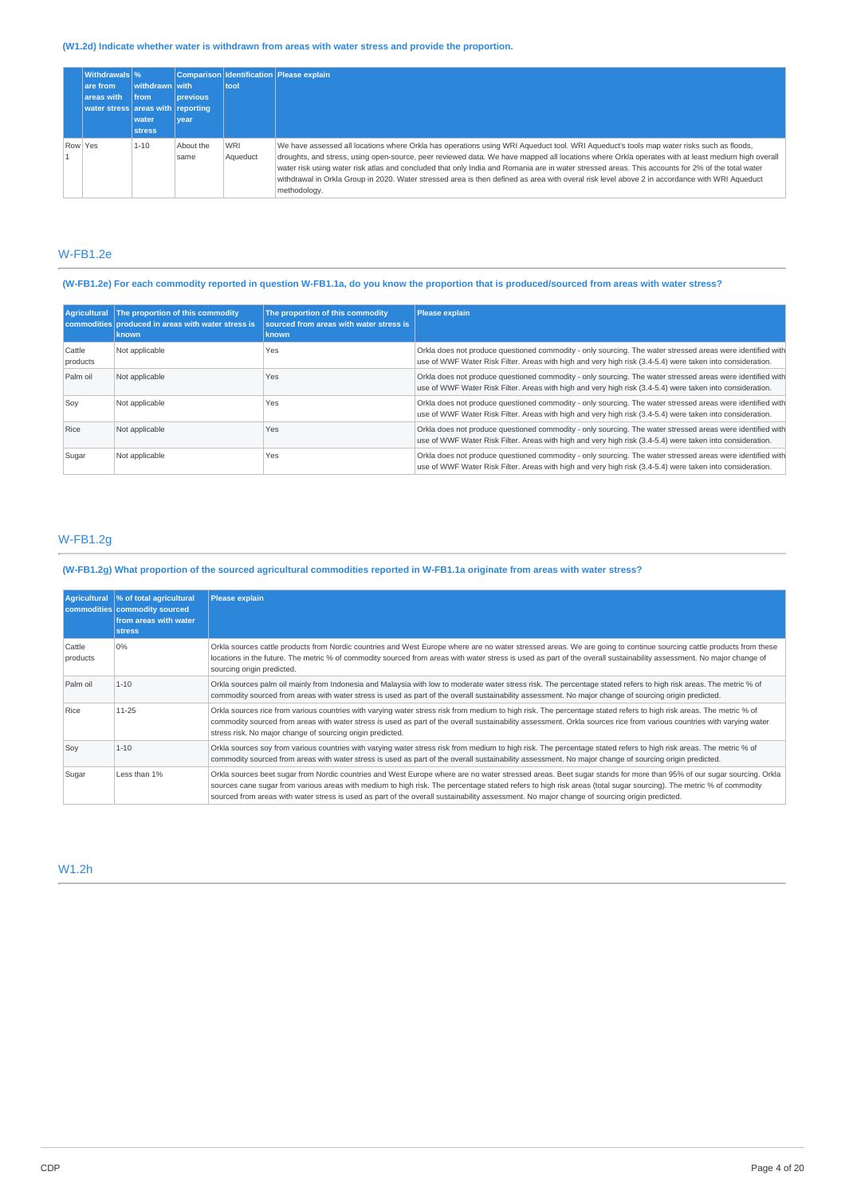**(W1.2d) Indicate whether water is withdrawn from areas with water stress and provide the proportion.**

| | Withdrawals are from areas with water stress | % withdrawn from areas with water stress | Comparison with previous reporting year | Identification tool | Please explain |
|---|---|---|---|---|---|
| Row 1 | Yes | 1-10 | About the same | WRI Aqueduct | We have assessed all locations where Orkla has operations using WRI Aqueduct tool. WRI Aqueduct's tools map water risks such as floods, droughts, and stress, using open-source, peer reviewed data. We have mapped all locations where Orkla operates with at least medium high overall water risk using water risk atlas and concluded that only India and Romania are in water stressed areas. This accounts for 2% of the total water withdrawal in Orkla Group in 2020. Water stressed area is then defined as area with overal risk level above 2 in accordance with WRI Aqueduct methodology. |

## W-FB1.2e

**(W-FB1.2e) For each commodity reported in question W-FB1.1a, do you know the proportion that is produced/sourced from areas with water stress?**

| Agricultural commodities | The proportion of this commodity produced in areas with water stress is known | The proportion of this commodity sourced from areas with water stress is known | Please explain |
|---|---|---|---|
| Cattle products | Not applicable | Yes | Orkla does not produce questioned commodity - only sourcing. The water stressed areas were identified with use of WWF Water Risk Filter. Areas with high and very high risk (3.4-5.4) were taken into consideration. |
| Palm oil | Not applicable | Yes | Orkla does not produce questioned commodity - only sourcing. The water stressed areas were identified with use of WWF Water Risk Filter. Areas with high and very high risk (3.4-5.4) were taken into consideration. |
| Soy | Not applicable | Yes | Orkla does not produce questioned commodity - only sourcing. The water stressed areas were identified with use of WWF Water Risk Filter. Areas with high and very high risk (3.4-5.4) were taken into consideration. |
| Rice | Not applicable | Yes | Orkla does not produce questioned commodity - only sourcing. The water stressed areas were identified with use of WWF Water Risk Filter. Areas with high and very high risk (3.4-5.4) were taken into consideration. |
| Sugar | Not applicable | Yes | Orkla does not produce questioned commodity - only sourcing. The water stressed areas were identified with use of WWF Water Risk Filter. Areas with high and very high risk (3.4-5.4) were taken into consideration. |

## W-FB1.2g

**(W-FB1.2g) What proportion of the sourced agricultural commodities reported in W-FB1.1a originate from areas with water stress?**

| Agricultural commodities | % of total agricultural commodity sourced from areas with water stress | Please explain |
|---|---|---|
| Cattle products | 0% | Orkla sources cattle products from Nordic countries and West Europe where are no water stressed areas. We are going to continue sourcing cattle products from these locations in the future. The metric % of commodity sourced from areas with water stress is used as part of the overall sustainability assessment. No major change of sourcing origin predicted. |
| Palm oil | 1-10 | Orkla sources palm oil mainly from Indonesia and Malaysia with low to moderate water stress risk. The percentage stated refers to high risk areas. The metric % of commodity sourced from areas with water stress is used as part of the overall sustainability assessment. No major change of sourcing origin predicted. |
| Rice | 11-25 | Orkla sources rice from various countries with varying water stress risk from medium to high risk. The percentage stated refers to high risk areas. The metric % of commodity sourced from areas with water stress is used as part of the overall sustainability assessment. Orkla sources rice from various countries with varying water stress risk. No major change of sourcing origin predicted. |
| Soy | 1-10 | Orkla sources soy from various countries with varying water stress risk from medium to high risk. The percentage stated refers to high risk areas. The metric % of commodity sourced from areas with water stress is used as part of the overall sustainability assessment. No major change of sourcing origin predicted. |
| Sugar | Less than 1% | Orkla sources beet sugar from Nordic countries and West Europe where are no water stressed areas. Beet sugar stands for more than 95% of our sugar sourcing. Orkla sources cane sugar from various areas with medium to high risk. The percentage stated refers to high risk areas (total sugar sourcing). The metric % of commodity sourced from areas with water stress is used as part of the overall sustainability assessment. No major change of sourcing origin predicted. |

## W1.2h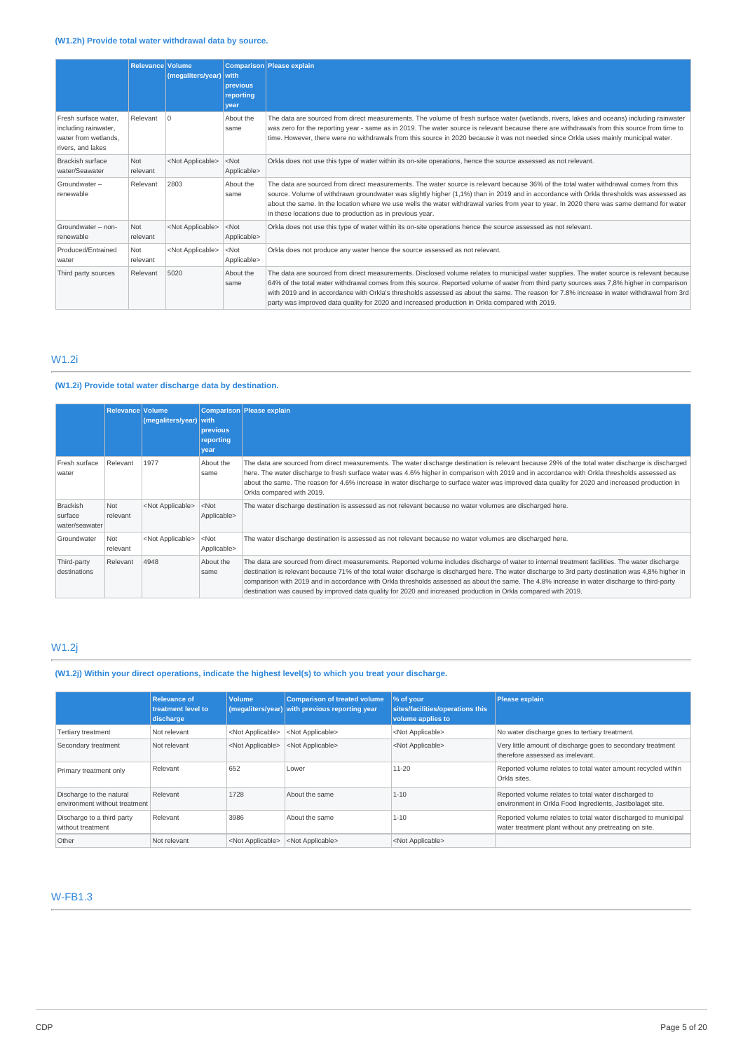**(W1.2h) Provide total water withdrawal data by source.**

| | Relevance | Volume (megaliters/year) | Comparison with previous reporting year | Please explain |
|---|---|---|---|---|
| Fresh surface water, including rainwater, water from wetlands, rivers, and lakes | Relevant | 0 | About the same | The data are sourced from direct measurements. The volume of fresh surface water (wetlands, rivers, lakes and oceans) including rainwater was zero for the reporting year - same as in 2019. The water source is relevant because there are withdrawals from this source from time to time. However, there were no withdrawals from this source in 2020 because it was not needed since Orkla uses mainly municipal water. |
| Brackish surface water/Seawater | Not relevant | <Not Applicable> | <Not Applicable> | Orkla does not use this type of water within its on-site operations, hence the source assessed as not relevant. |
| Groundwater – renewable | Relevant | 2803 | About the same | The data are sourced from direct measurements. The water source is relevant because 36% of the total water withdrawal comes from this source. Volume of withdrawn groundwater was slightly higher (1,1%) than in 2019 and in accordance with Orkla thresholds was assessed as about the same. In the location where we use wells the water withdrawal varies from year to year. In 2020 there was same demand for water in these locations due to production as in previous year. |
| Groundwater – non-renewable | Not relevant | <Not Applicable> | <Not Applicable> | Orkla does not use this type of water within its on-site operations hence the source assessed as not relevant. |
| Produced/Entrained water | Not relevant | <Not Applicable> | <Not Applicable> | Orkla does not produce any water hence the source assessed as not relevant. |
| Third party sources | Relevant | 5020 | About the same | The data are sourced from direct measurements. Disclosed volume relates to municipal water supplies. The water source is relevant because 64% of the total water withdrawal comes from this source. Reported volume of water from third party sources was 7,8% higher in comparison with 2019 and in accordance with Orkla's thresholds assessed as about the same. The reason for 7.8% increase in water withdrawal from 3rd party was improved data quality for 2020 and increased production in Orkla compared with 2019. |

## W1.2i

**(W1.2i) Provide total water discharge data by destination.**

| | Relevance | Volume (megaliters/year) | Comparison with previous reporting year | Please explain |
|---|---|---|---|---|
| Fresh surface water | Relevant | 1977 | About the same | The data are sourced from direct measurements. The water discharge destination is relevant because 29% of the total water discharge is discharged here. The water discharge to fresh surface water was 4.6% higher in comparison with 2019 and in accordance with Orkla thresholds assessed as about the same. The reason for 4.6% increase in water discharge to surface water was improved data quality for 2020 and increased production in Orkla compared with 2019. |
| Brackish surface water/seawater | Not relevant | <Not Applicable> | <Not Applicable> | The water discharge destination is assessed as not relevant because no water volumes are discharged here. |
| Groundwater | Not relevant | <Not Applicable> | <Not Applicable> | The water discharge destination is assessed as not relevant because no water volumes are discharged here. |
| Third-party destinations | Relevant | 4948 | About the same | The data are sourced from direct measurements. Reported volume includes discharge of water to internal treatment facilities. The water discharge destination is relevant because 71% of the total water discharge is discharged here. The water discharge to 3rd party destination was 4,8% higher in comparison with 2019 and in accordance with Orkla thresholds assessed as about the same. The 4.8% increase in water discharge to third-party destination was caused by improved data quality for 2020 and increased production in Orkla compared with 2019. |

## W1.2j

**(W1.2j) Within your direct operations, indicate the highest level(s) to which you treat your discharge.**

| | Relevance of treatment level to discharge | Volume (megaliters/year) | Comparison of treated volume with previous reporting year | % of your sites/facilities/operations this volume applies to | Please explain |
|---|---|---|---|---|---|
| Tertiary treatment | Not relevant | <Not Applicable> | <Not Applicable> | <Not Applicable> | No water discharge goes to tertiary treatment. |
| Secondary treatment | Not relevant | <Not Applicable> | <Not Applicable> | <Not Applicable> | Very little amount of discharge goes to secondary treatment therefore assessed as irrelevant. |
| Primary treatment only | Relevant | 652 | Lower | 11-20 | Reported volume relates to total water amount recycled within Orkla sites. |
| Discharge to the natural environment without treatment | Relevant | 1728 | About the same | 1-10 | Reported volume relates to total water discharged to environment in Orkla Food Ingredients, Jastbolaget site. |
| Discharge to a third party without treatment | Relevant | 3986 | About the same | 1-10 | Reported volume relates to total water discharged to municipal water treatment plant without any pretreating on site. |
| Other | Not relevant | <Not Applicable> | <Not Applicable> | <Not Applicable> | |

## W-FB1.3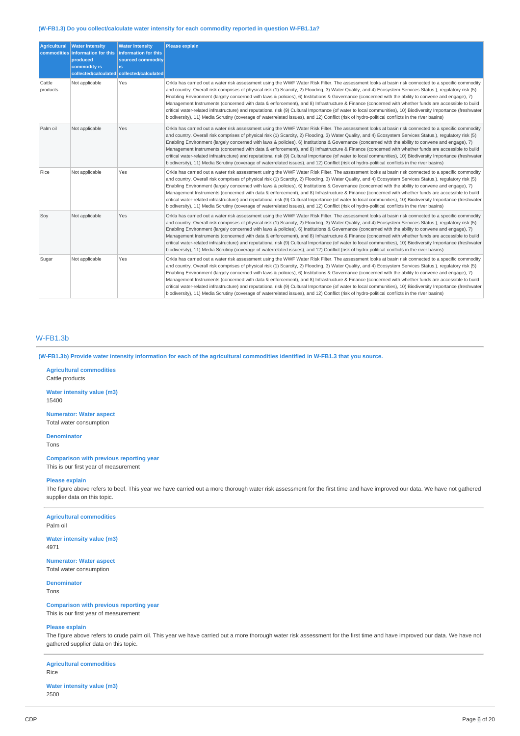**(W-FB1.3) Do you collect/calculate water intensity for each commodity reported in question W-FB1.1a?**

| Agricultural commodities | Water intensity information for this produced commodity is collected/calculated | Water intensity information for this sourced commodity is collected/calculated | Please explain |
|---|---|---|---|
| Cattle products | Not applicable | Yes | Orkla has carried out a water risk assessment using the WWF Water Risk Filter. The assessment looks at basin risk connected to a specific commodity and country. Overall risk comprises of physical risk (1) Scarcity, 2) Flooding, 3) Water Quality, and 4) Ecosystem Services Status.), regulatory risk (5) Enabling Environment (largely concerned with laws & policies), 6) Institutions & Governance (concerned with the ability to convene and engage), 7) Management Instruments (concerned with data & enforcement), and 8) Infrastructure & Finance (concerned with whether funds are accessible to build critical water-related infrastructure) and reputational risk (9) Cultural Importance (of water to local communities), 10) Biodiversity Importance (freshwater biodiversity), 11) Media Scrutiny (coverage of waterrelated issues), and 12) Conflict (risk of hydro-political conflicts in the river basins) |
| Palm oil | Not applicable | Yes | Orkla has carried out a water risk assessment using the WWF Water Risk Filter. The assessment looks at basin risk connected to a specific commodity and country. Overall risk comprises of physical risk (1) Scarcity, 2) Flooding, 3) Water Quality, and 4) Ecosystem Services Status.), regulatory risk (5) Enabling Environment (largely concerned with laws & policies), 6) Institutions & Governance (concerned with the ability to convene and engage), 7) Management Instruments (concerned with data & enforcement), and 8) Infrastructure & Finance (concerned with whether funds are accessible to build critical water-related infrastructure) and reputational risk (9) Cultural Importance (of water to local communities), 10) Biodiversity Importance (freshwater biodiversity), 11) Media Scrutiny (coverage of waterrelated issues), and 12) Conflict (risk of hydro-political conflicts in the river basins) |
| Rice | Not applicable | Yes | Orkla has carried out a water risk assessment using the WWF Water Risk Filter. The assessment looks at basin risk connected to a specific commodity and country. Overall risk comprises of physical risk (1) Scarcity, 2) Flooding, 3) Water Quality, and 4) Ecosystem Services Status.), regulatory risk (5) Enabling Environment (largely concerned with laws & policies), 6) Institutions & Governance (concerned with the ability to convene and engage), 7) Management Instruments (concerned with data & enforcement), and 8) Infrastructure & Finance (concerned with whether funds are accessible to build critical water-related infrastructure) and reputational risk (9) Cultural Importance (of water to local communities), 10) Biodiversity Importance (freshwater biodiversity), 11) Media Scrutiny (coverage of waterrelated issues), and 12) Conflict (risk of hydro-political conflicts in the river basins) |
| Soy | Not applicable | Yes | Orkla has carried out a water risk assessment using the WWF Water Risk Filter. The assessment looks at basin risk connected to a specific commodity and country. Overall risk comprises of physical risk (1) Scarcity, 2) Flooding, 3) Water Quality, and 4) Ecosystem Services Status.), regulatory risk (5) Enabling Environment (largely concerned with laws & policies), 6) Institutions & Governance (concerned with the ability to convene and engage), 7) Management Instruments (concerned with data & enforcement), and 8) Infrastructure & Finance (concerned with whether funds are accessible to build critical water-related infrastructure) and reputational risk (9) Cultural Importance (of water to local communities), 10) Biodiversity Importance (freshwater biodiversity), 11) Media Scrutiny (coverage of waterrelated issues), and 12) Conflict (risk of hydro-political conflicts in the river basins) |
| Sugar | Not applicable | Yes | Orkla has carried out a water risk assessment using the WWF Water Risk Filter. The assessment looks at basin risk connected to a specific commodity and country. Overall risk comprises of physical risk (1) Scarcity, 2) Flooding, 3) Water Quality, and 4) Ecosystem Services Status.), regulatory risk (5) Enabling Environment (largely concerned with laws & policies), 6) Institutions & Governance (concerned with the ability to convene and engage), 7) Management Instruments (concerned with data & enforcement), and 8) Infrastructure & Finance (concerned with whether funds are accessible to build critical water-related infrastructure) and reputational risk (9) Cultural Importance (of water to local communities), 10) Biodiversity Importance (freshwater biodiversity), 11) Media Scrutiny (coverage of waterrelated issues), and 12) Conflict (risk of hydro-political conflicts in the river basins) |

## W-FB1.3b

**(W-FB1.3b) Provide water intensity information for each of the agricultural commodities identified in W-FB1.3 that you source.**

**Agricultural commodities**
Cattle products

**Water intensity value (m3)**
15400

**Numerator: Water aspect**
Total water consumption

**Denominator**
Tons

**Comparison with previous reporting year**
This is our first year of measurement

**Please explain**
The figure above refers to beef. This year we have carried out a more thorough water risk assessment for the first time and have improved our data. We have not gathered supplier data on this topic.

---

**Agricultural commodities**
Palm oil

**Water intensity value (m3)**
4971

**Numerator: Water aspect**
Total water consumption

**Denominator**
Tons

**Comparison with previous reporting year**
This is our first year of measurement

**Please explain**
The figure above refers to crude palm oil. This year we have carried out a more thorough water risk assessment for the first time and have improved our data. We have not gathered supplier data on this topic.

---

**Agricultural commodities**
Rice

**Water intensity value (m3)**
2500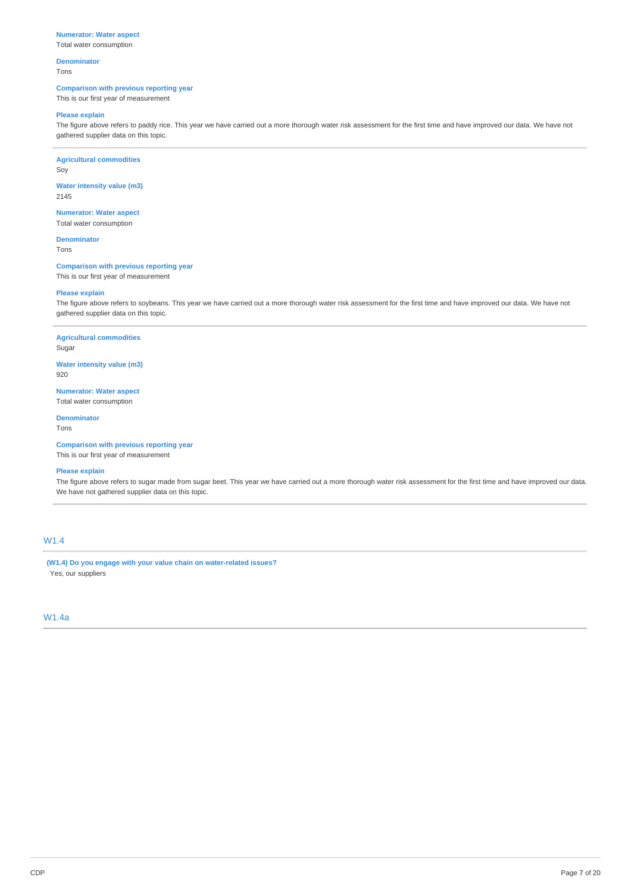**Numerator: Water aspect**
Total water consumption

**Denominator**
Tons

**Comparison with previous reporting year**
This is our first year of measurement

**Please explain**
The figure above refers to paddy rice. This year we have carried out a more thorough water risk assessment for the first time and have improved our data. We have not gathered supplier data on this topic.

---

**Agricultural commodities**
Soy

**Water intensity value (m3)**
2145

**Numerator: Water aspect**
Total water consumption

**Denominator**
Tons

**Comparison with previous reporting year**
This is our first year of measurement

**Please explain**
The figure above refers to soybeans. This year we have carried out a more thorough water risk assessment for the first time and have improved our data. We have not gathered supplier data on this topic.

---

**Agricultural commodities**
Sugar

**Water intensity value (m3)**
920

**Numerator: Water aspect**
Total water consumption

**Denominator**
Tons

**Comparison with previous reporting year**
This is our first year of measurement

**Please explain**
The figure above refers to sugar made from sugar beet. This year we have carried out a more thorough water risk assessment for the first time and have improved our data. We have not gathered supplier data on this topic.

---

## W1.4

**(W1.4) Do you engage with your value chain on water-related issues?**
Yes, our suppliers

## W1.4a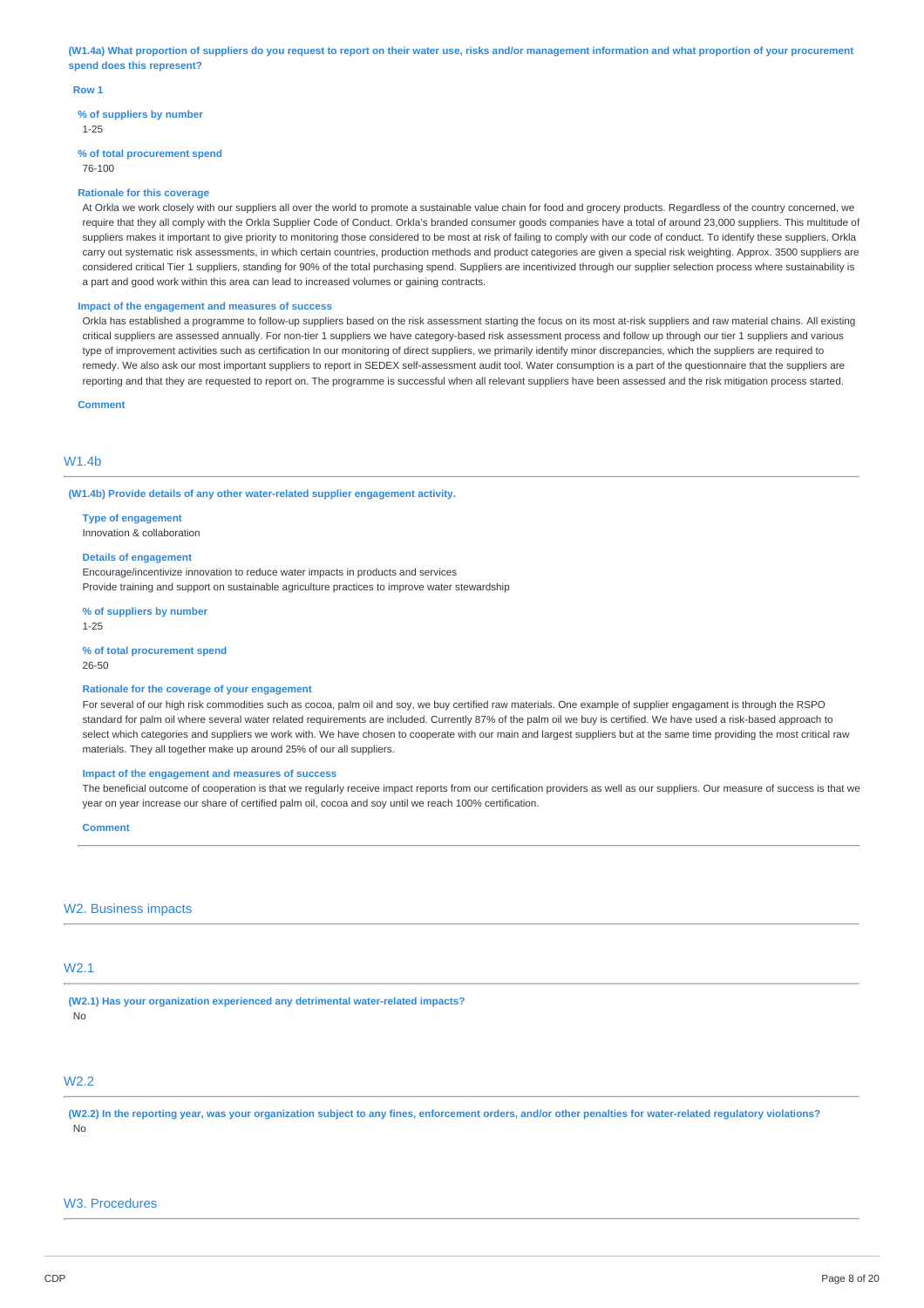**(W1.4a) What proportion of suppliers do you request to report on their water use, risks and/or management information and what proportion of your procurement spend does this represent?**

**Row 1**

**% of suppliers by number**
1-25

**% of total procurement spend**
76-100

**Rationale for this coverage**
At Orkla we work closely with our suppliers all over the world to promote a sustainable value chain for food and grocery products. Regardless of the country concerned, we require that they all comply with the Orkla Supplier Code of Conduct. Orkla's branded consumer goods companies have a total of around 23,000 suppliers. This multitude of suppliers makes it important to give priority to monitoring those considered to be most at risk of failing to comply with our code of conduct. To identify these suppliers, Orkla carry out systematic risk assessments, in which certain countries, production methods and product categories are given a special risk weighting. Approx. 3500 suppliers are considered critical Tier 1 suppliers, standing for 90% of the total purchasing spend. Suppliers are incentivized through our supplier selection process where sustainability is a part and good work within this area can lead to increased volumes or gaining contracts.

**Impact of the engagement and measures of success**
Orkla has established a programme to follow-up suppliers based on the risk assessment starting the focus on its most at-risk suppliers and raw material chains. All existing critical suppliers are assessed annually. For non-tier 1 suppliers we have category-based risk assessment process and follow up through our tier 1 suppliers and various type of improvement activities such as certification In our monitoring of direct suppliers, we primarily identify minor discrepancies, which the suppliers are required to remedy. We also ask our most important suppliers to report in SEDEX self-assessment audit tool. Water consumption is a part of the questionnaire that the suppliers are reporting and that they are requested to report on. The programme is successful when all relevant suppliers have been assessed and the risk mitigation process started.

**Comment**

## W1.4b

**(W1.4b) Provide details of any other water-related supplier engagement activity.**

**Type of engagement**
Innovation & collaboration

**Details of engagement**
Encourage/incentivize innovation to reduce water impacts in products and services
Provide training and support on sustainable agriculture practices to improve water stewardship

**% of suppliers by number**
1-25

**% of total procurement spend**
26-50

**Rationale for the coverage of your engagement**
For several of our high risk commodities such as cocoa, palm oil and soy, we buy certified raw materials. One example of supplier engagament is through the RSPO standard for palm oil where several water related requirements are included. Currently 87% of the palm oil we buy is certified. We have used a risk-based approach to select which categories and suppliers we work with. We have chosen to cooperate with our main and largest suppliers but at the same time providing the most critical raw materials. They all together make up around 25% of our all suppliers.

**Impact of the engagement and measures of success**
The beneficial outcome of cooperation is that we regularly receive impact reports from our certification providers as well as our suppliers. Our measure of success is that we year on year increase our share of certified palm oil, cocoa and soy until we reach 100% certification.

**Comment**

## W2. Business impacts

## W2.1

**(W2.1) Has your organization experienced any detrimental water-related impacts?**
No

## W2.2

**(W2.2) In the reporting year, was your organization subject to any fines, enforcement orders, and/or other penalties for water-related regulatory violations?**
No

## W3. Procedures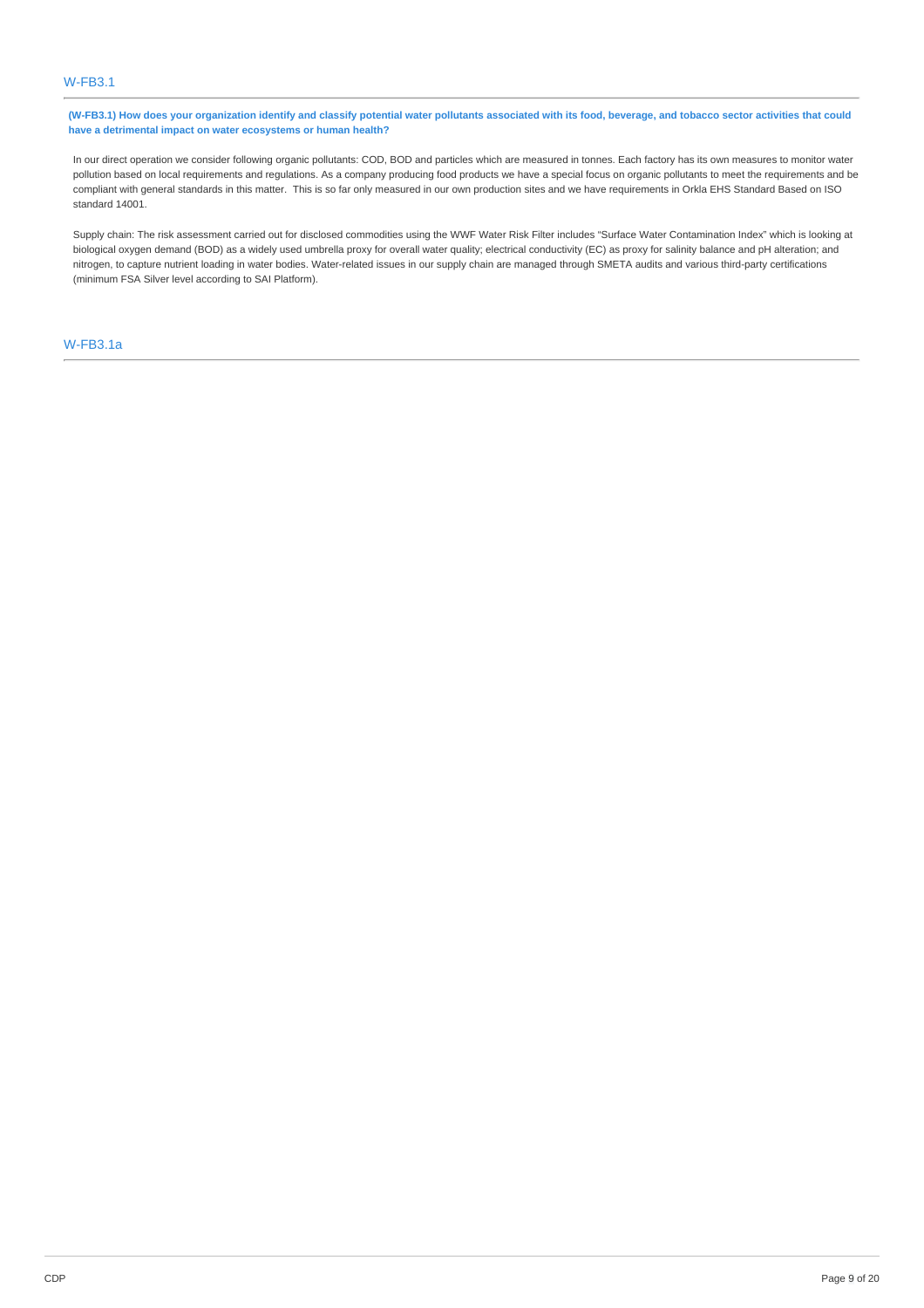## W-FB3.1

**(W-FB3.1) How does your organization identify and classify potential water pollutants associated with its food, beverage, and tobacco sector activities that could have a detrimental impact on water ecosystems or human health?**

In our direct operation we consider following organic pollutants: COD, BOD and particles which are measured in tonnes. Each factory has its own measures to monitor water pollution based on local requirements and regulations. As a company producing food products we have a special focus on organic pollutants to meet the requirements and be compliant with general standards in this matter. This is so far only measured in our own production sites and we have requirements in Orkla EHS Standard Based on ISO standard 14001.

Supply chain: The risk assessment carried out for disclosed commodities using the WWF Water Risk Filter includes "Surface Water Contamination Index" which is looking at biological oxygen demand (BOD) as a widely used umbrella proxy for overall water quality; electrical conductivity (EC) as proxy for salinity balance and pH alteration; and nitrogen, to capture nutrient loading in water bodies. Water-related issues in our supply chain are managed through SMETA audits and various third-party certifications (minimum FSA Silver level according to SAI Platform).

## W-FB3.1a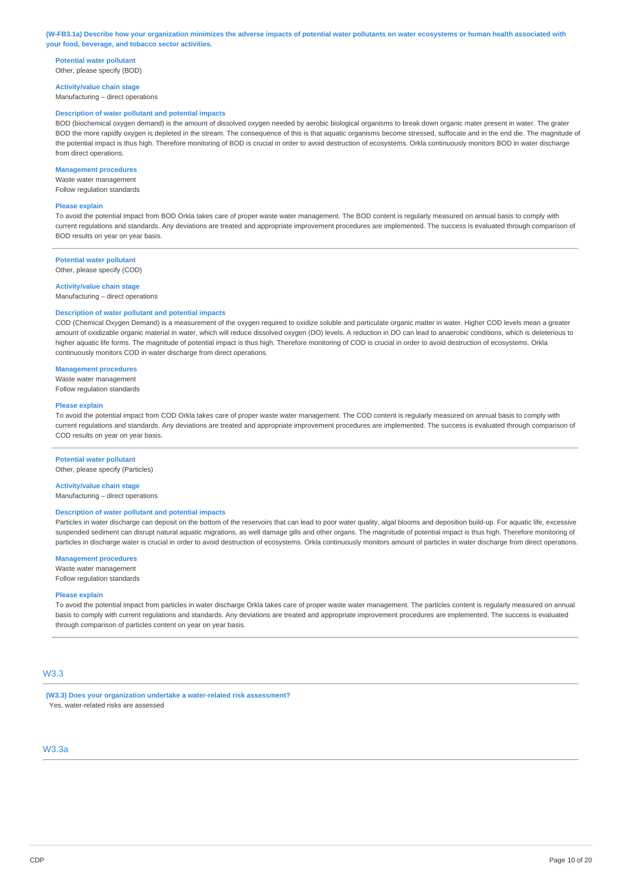**(W-FB3.1a) Describe how your organization minimizes the adverse impacts of potential water pollutants on water ecosystems or human health associated with your food, beverage, and tobacco sector activities.**

**Potential water pollutant**
Other, please specify (BOD)

**Activity/value chain stage**
Manufacturing – direct operations

**Description of water pollutant and potential impacts**
BOD (biochemical oxygen demand) is the amount of dissolved oxygen needed by aerobic biological organisms to break down organic mater present in water. The grater BOD the more rapidly oxygen is depleted in the stream. The consequence of this is that aquatic organisms become stressed, suffocate and in the end die. The magnitude of the potential impact is thus high. Therefore monitoring of BOD is crucial in order to avoid destruction of ecosystems. Orkla continuously monitors BOD in water discharge from direct operations.

**Management procedures**
Waste water management
Follow regulation standards

**Please explain**
To avoid the potential impact from BOD Orkla takes care of proper waste water management. The BOD content is regularly measured on annual basis to comply with current regulations and standards. Any deviations are treated and appropriate improvement procedures are implemented. The success is evaluated through comparison of BOD results on year on year basis.

---

**Potential water pollutant**
Other, please specify (COD)

**Activity/value chain stage**
Manufacturing – direct operations

**Description of water pollutant and potential impacts**
COD (Chemical Oxygen Demand) is a measurement of the oxygen required to oxidize soluble and particulate organic matter in water. Higher COD levels mean a greater amount of oxidizable organic material in water, which will reduce dissolved oxygen (DO) levels. A reduction in DO can lead to anaerobic conditions, which is deleterious to higher aquatic life forms. The magnitude of potential impact is thus high. Therefore monitoring of COD is crucial in order to avoid destruction of ecosystems. Orkla continuously monitors COD in water discharge from direct operations.

**Management procedures**
Waste water management
Follow regulation standards

**Please explain**
To avoid the potential impact from COD Orkla takes care of proper waste water management. The COD content is regularly measured on annual basis to comply with current regulations and standards. Any deviations are treated and appropriate improvement procedures are implemented. The success is evaluated through comparison of COD results on year on year basis.

---

**Potential water pollutant**
Other, please specify (Particles)

**Activity/value chain stage**
Manufacturing – direct operations

**Description of water pollutant and potential impacts**
Particles in water discharge can deposit on the bottom of the reservoirs that can lead to poor water quality, algal blooms and deposition build-up. For aquatic life, excessive suspended sediment can disrupt natural aquatic migrations, as well damage gills and other organs. The magnitude of potential impact is thus high. Therefore monitoring of particles in discharge water is crucial in order to avoid destruction of ecosystems. Orkla continuously monitors amount of particles in water discharge from direct operations.

**Management procedures**
Waste water management
Follow regulation standards

**Please explain**
To avoid the potential impact from particles in water discharge Orkla takes care of proper waste water management. The particles content is regularly measured on annual basis to comply with current regulations and standards. Any deviations are treated and appropriate improvement procedures are implemented. The success is evaluated through comparison of particles content on year on year basis.

---

## W3.3

**(W3.3) Does your organization undertake a water-related risk assessment?**
Yes, water-related risks are assessed

## W3.3a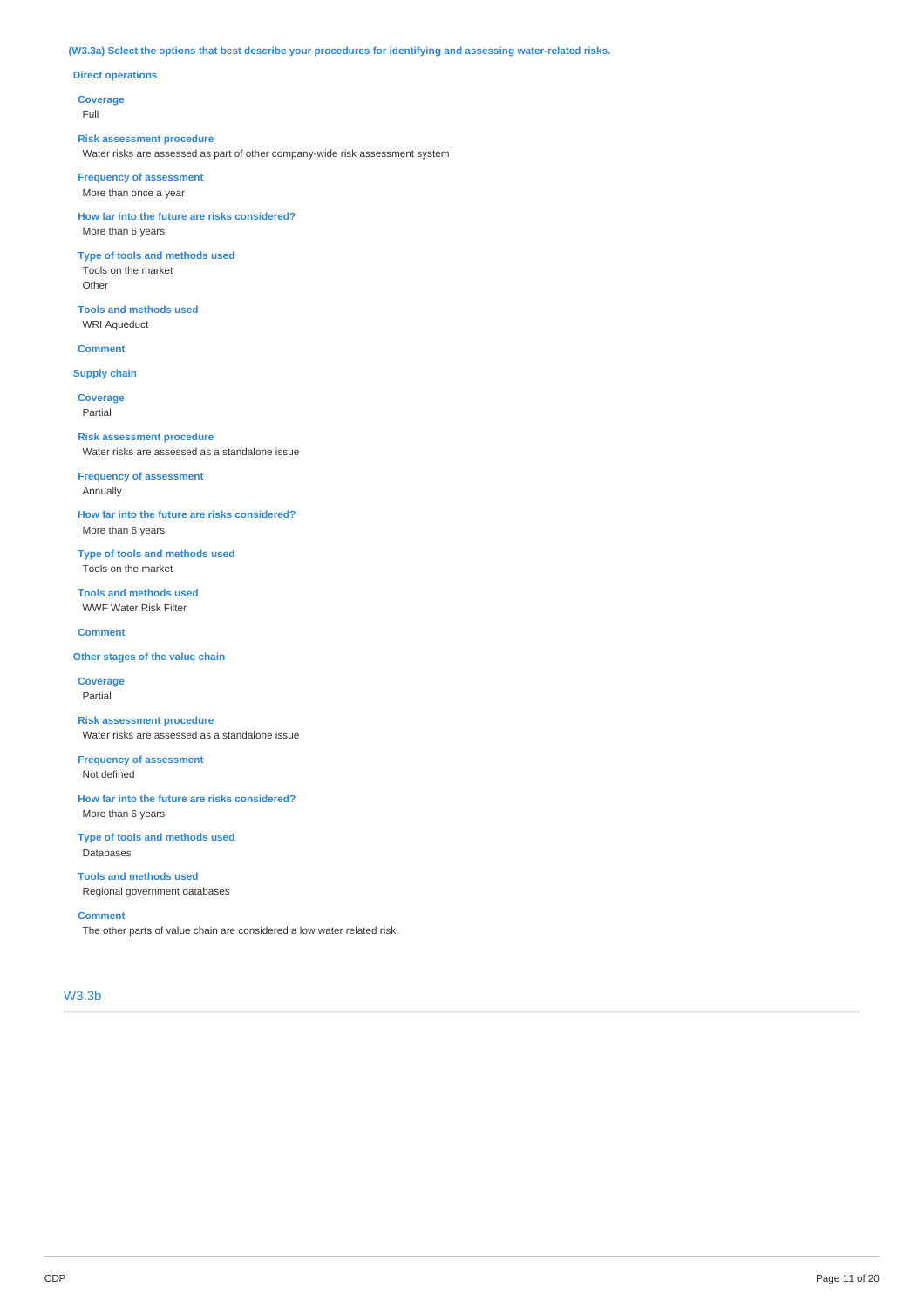**(W3.3a) Select the options that best describe your procedures for identifying and assessing water-related risks.**

**Direct operations**

**Coverage**
Full

**Risk assessment procedure**
Water risks are assessed as part of other company-wide risk assessment system

**Frequency of assessment**
More than once a year

**How far into the future are risks considered?**
More than 6 years

**Type of tools and methods used**
Tools on the market
Other

**Tools and methods used**
WRI Aqueduct

**Comment**

**Supply chain**

**Coverage**
Partial

**Risk assessment procedure**
Water risks are assessed as a standalone issue

**Frequency of assessment**
Annually

**How far into the future are risks considered?**
More than 6 years

**Type of tools and methods used**
Tools on the market

**Tools and methods used**
WWF Water Risk Filter

**Comment**

**Other stages of the value chain**

**Coverage**
Partial

**Risk assessment procedure**
Water risks are assessed as a standalone issue

**Frequency of assessment**
Not defined

**How far into the future are risks considered?**
More than 6 years

**Type of tools and methods used**
Databases

**Tools and methods used**
Regional government databases

**Comment**
The other parts of value chain are considered a low water related risk.

## W3.3b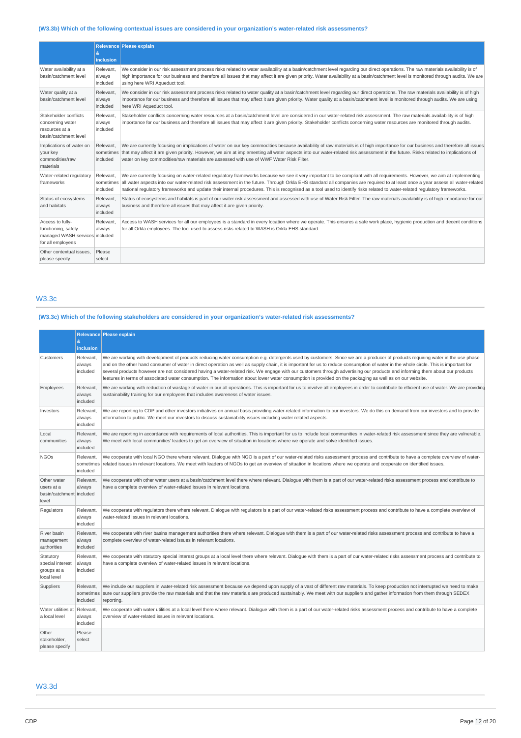### (W3.3b) Which of the following contextual issues are considered in your organization's water-related risk assessments?

| | Relevance & inclusion | Please explain |
|---|---|---|
| Water availability at a basin/catchment level | Relevant, always included | We consider in our risk assessment process risks related to water availability at a basin/catchment level regarding our direct operations. The raw materials availability is of high importance for our business and therefore all issues that may affect it are given priority. Water availability at a basin/catchment level is monitored through audits. We are using here WRI Aqueduct tool. |
| Water quality at a basin/catchment level | Relevant, always included | We consider in our risk assessment process risks related to water quality at a basin/catchment level regarding our direct operations. The raw materials availability is of high importance for our business and therefore all issues that may affect it are given priority. Water quality at a basin/catchment level is monitored through audits. We are using here WRI Aqueduct tool. |
| Stakeholder conflicts concerning water resources at a basin/catchment level | Relevant, always included | Stakeholder conflicts concerning water resources at a basin/catchment level are considered in our water-related risk assessment. The raw materials availability is of high importance for our business and therefore all issues that may affect it are given priority. Stakeholder conflicts concerning water resources are monitored through audits. |
| Implications of water on your key commodities/raw materials | Relevant, sometimes included | We are currently focusing on implications of water on our key commodities because availability of raw materials is of high importance for our business and therefore all issues that may affect it are given priority. However, we aim at implementing all water aspects into our water-related risk assessment in the future. Risks related to implications of water on key commodities/raw materials are assessed with use of WWF Water Risk Filter. |
| Water-related regulatory frameworks | Relevant, sometimes included | We are currently focusing on water-related regulatory frameworks because we see it very important to be compliant with all requirements. However, we aim at implementing all water aspects into our water-related risk assessment in the future. Through Orkla EHS standard all companies are required to at least once a year assess all water-related national regulatory frameworks and update their internal procedures. This is recognised as a tool used to identify risks related to water-related regulatory frameworks. |
| Status of ecosystems and habitats | Relevant, always included | Status of ecosystems and habitats is part of our water risk assessment and assessed with use of Water Risk Filter. The raw materials availability is of high importance for our business and therefore all issues that may affect it are given priority. |
| Access to fully-functioning, safely managed WASH services for all employees | Relevant, always included | Access to WASH services for all our employees is a standard in every location where we operate. This ensures a safe work place, hygienic production and decent conditions for all Orkla employees. The tool used to assess risks related to WASH is Orkla EHS standard. |
| Other contextual issues, please specify | Please select | |

## W3.3c

### (W3.3c) Which of the following stakeholders are considered in your organization's water-related risk assessments?

| | Relevance & inclusion | Please explain |
|---|---|---|
| Customers | Relevant, always included | We are working with development of products reducing water consumption e.g. detergents used by customers. Since we are a producer of products requiring water in the use phase and on the other hand consumer of water in direct operation as well as supply chain, it is important for us to reduce consumption of water in the whole circle. This is important for several products however are not considered having a water-related risk. We engage with our customers through advertising our products and informing them about our products features in terms of associated water consumption. The information about lower water consumption is provided on the packaging as well as on our website. |
| Employees | Relevant, always included | We are working with reduction of wastage of water in our all operations. This is important for us to involve all employees in order to contribute to efficient use of water. We are providing sustainability training for our employees that includes awareness of water issues. |
| Investors | Relevant, always included | We are reporting to CDP and other investors initiatives on annual basis providing water-related information to our investors. We do this on demand from our investors and to provide information to public. We meet our investors to discuss sustainability issues including water related aspects. |
| Local communities | Relevant, always included | We are reporting in accordance with requirements of local authorities. This is important for us to include local communities in water-related risk assessment since they are vulnerable. We meet with local communities' leaders to get an overview of situation in locations where we operate and solve identified issues. |
| NGOs | Relevant, sometimes included | We cooperate with local NGO there where relevant. Dialogue with NGO is a part of our water-related risks assessment process and contribute to have a complete overview of water-related issues in relevant locations. We meet with leaders of NGOs to get an overview of situation in locations where we operate and cooperate on identified issues. |
| Other water users at a basin/catchment level | Relevant, always included | We cooperate with other water users at a basin/catchment level there where relevant. Dialogue with them is a part of our water-related risks assessment process and contribute to have a complete overview of water-related issues in relevant locations. |
| Regulators | Relevant, always included | We cooperate with regulators there where relevant. Dialogue with regulators is a part of our water-related risks assessment process and contribute to have a complete overview of water-related issues in relevant locations. |
| River basin management authorities | Relevant, always included | We cooperate with river basins management authorities there where relevant. Dialogue with them is a part of our water-related risks assessment process and contribute to have a complete overview of water-related issues in relevant locations. |
| Statutory special interest groups at a local level | Relevant, always included | We cooperate with statutory special interest groups at a local level there where relevant. Dialogue with them is a part of our water-related risks assessment process and contribute to have a complete overview of water-related issues in relevant locations. |
| Suppliers | Relevant, sometimes included | We include our suppliers in water-related risk assessment because we depend upon supply of a vast of different raw materials. To keep production not interrupted we need to make sure our suppliers provide the raw materials and that the raw materials are produced sustainably. We meet with our suppliers and gather information from them through SEDEX reporting. |
| Water utilities at a local level | Relevant, always included | We cooperate with water utilities at a local level there where relevant. Dialogue with them is a part of our water-related risks assessment process and contribute to have a complete overview of water-related issues in relevant locations. |
| Other stakeholder, please specify | Please select | |

## W3.3d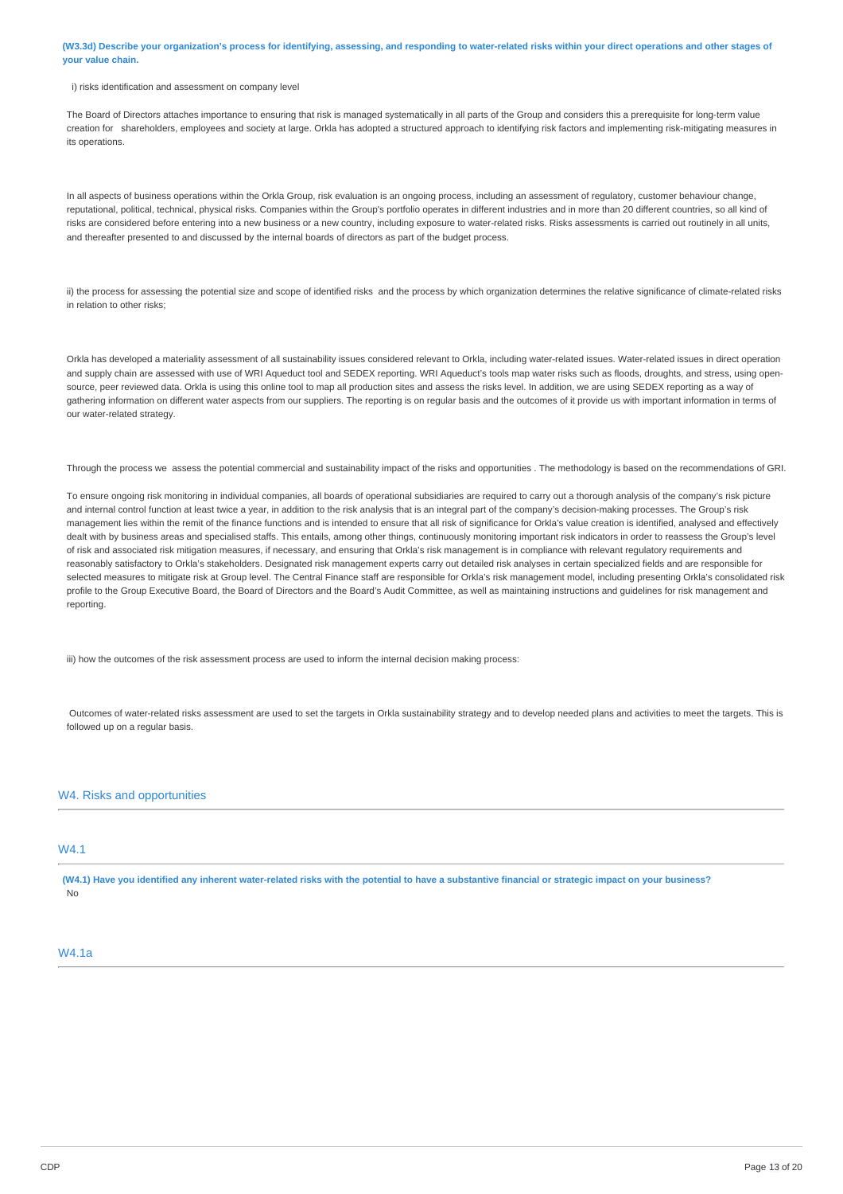**(W3.3d) Describe your organization's process for identifying, assessing, and responding to water-related risks within your direct operations and other stages of your value chain.**

i) risks identification and assessment on company level

The Board of Directors attaches importance to ensuring that risk is managed systematically in all parts of the Group and considers this a prerequisite for long-term value creation for shareholders, employees and society at large. Orkla has adopted a structured approach to identifying risk factors and implementing risk-mitigating measures in its operations.

In all aspects of business operations within the Orkla Group, risk evaluation is an ongoing process, including an assessment of regulatory, customer behaviour change, reputational, political, technical, physical risks. Companies within the Group's portfolio operates in different industries and in more than 20 different countries, so all kind of risks are considered before entering into a new business or a new country, including exposure to water-related risks. Risks assessments is carried out routinely in all units, and thereafter presented to and discussed by the internal boards of directors as part of the budget process.

ii) the process for assessing the potential size and scope of identified risks and the process by which organization determines the relative significance of climate-related risks in relation to other risks;

Orkla has developed a materiality assessment of all sustainability issues considered relevant to Orkla, including water-related issues. Water-related issues in direct operation and supply chain are assessed with use of WRI Aqueduct tool and SEDEX reporting. WRI Aqueduct's tools map water risks such as floods, droughts, and stress, using open-source, peer reviewed data. Orkla is using this online tool to map all production sites and assess the risks level. In addition, we are using SEDEX reporting as a way of gathering information on different water aspects from our suppliers. The reporting is on regular basis and the outcomes of it provide us with important information in terms of our water-related strategy.

Through the process we assess the potential commercial and sustainability impact of the risks and opportunities . The methodology is based on the recommendations of GRI.

To ensure ongoing risk monitoring in individual companies, all boards of operational subsidiaries are required to carry out a thorough analysis of the company's risk picture and internal control function at least twice a year, in addition to the risk analysis that is an integral part of the company's decision-making processes. The Group's risk management lies within the remit of the finance functions and is intended to ensure that all risk of significance for Orkla's value creation is identified, analysed and effectively dealt with by business areas and specialised staffs. This entails, among other things, continuously monitoring important risk indicators in order to reassess the Group's level of risk and associated risk mitigation measures, if necessary, and ensuring that Orkla's risk management is in compliance with relevant regulatory requirements and reasonably satisfactory to Orkla's stakeholders. Designated risk management experts carry out detailed risk analyses in certain specialized fields and are responsible for selected measures to mitigate risk at Group level. The Central Finance staff are responsible for Orkla's risk management model, including presenting Orkla's consolidated risk profile to the Group Executive Board, the Board of Directors and the Board's Audit Committee, as well as maintaining instructions and guidelines for risk management and reporting.

iii) how the outcomes of the risk assessment process are used to inform the internal decision making process:

Outcomes of water-related risks assessment are used to set the targets in Orkla sustainability strategy and to develop needed plans and activities to meet the targets. This is followed up on a regular basis.

## W4. Risks and opportunities

### W4.1

**(W4.1) Have you identified any inherent water-related risks with the potential to have a substantive financial or strategic impact on your business?**

No

### W4.1a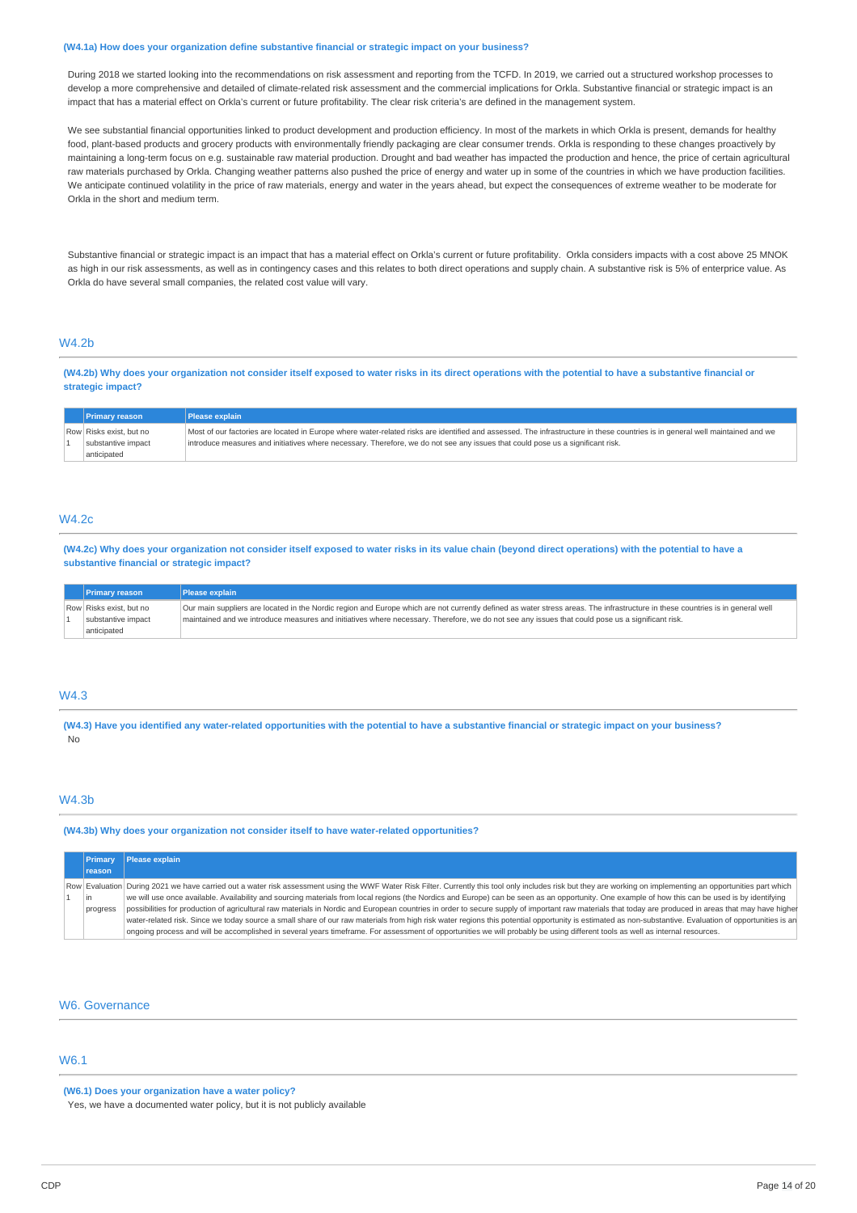**(W4.1a) How does your organization define substantive financial or strategic impact on your business?**

During 2018 we started looking into the recommendations on risk assessment and reporting from the TCFD. In 2019, we carried out a structured workshop processes to develop a more comprehensive and detailed of climate-related risk assessment and the commercial implications for Orkla. Substantive financial or strategic impact is an impact that has a material effect on Orkla's current or future profitability. The clear risk criteria's are defined in the management system.

We see substantial financial opportunities linked to product development and production efficiency. In most of the markets in which Orkla is present, demands for healthy food, plant-based products and grocery products with environmentally friendly packaging are clear consumer trends. Orkla is responding to these changes proactively by maintaining a long-term focus on e.g. sustainable raw material production. Drought and bad weather has impacted the production and hence, the price of certain agricultural raw materials purchased by Orkla. Changing weather patterns also pushed the price of energy and water up in some of the countries in which we have production facilities. We anticipate continued volatility in the price of raw materials, energy and water in the years ahead, but expect the consequences of extreme weather to be moderate for Orkla in the short and medium term.

Substantive financial or strategic impact is an impact that has a material effect on Orkla's current or future profitability. Orkla considers impacts with a cost above 25 MNOK as high in our risk assessments, as well as in contingency cases and this relates to both direct operations and supply chain. A substantive risk is 5% of enterprise value. As Orkla do have several small companies, the related cost value will vary.

## W4.2b

**(W4.2b) Why does your organization not consider itself exposed to water risks in its direct operations with the potential to have a substantive financial or strategic impact?**

| | Primary reason | Please explain |
|---|---|---|
| Row 1 | Risks exist, but no substantive impact anticipated | Most of our factories are located in Europe where water-related risks are identified and assessed. The infrastructure in these countries is in general well maintained and we introduce measures and initiatives where necessary. Therefore, we do not see any issues that could pose us a significant risk. |

## W4.2c

**(W4.2c) Why does your organization not consider itself exposed to water risks in its value chain (beyond direct operations) with the potential to have a substantive financial or strategic impact?**

| | Primary reason | Please explain |
|---|---|---|
| Row 1 | Risks exist, but no substantive impact anticipated | Our main suppliers are located in the Nordic region and Europe which are not currently defined as water stress areas. The infrastructure in these countries is in general well maintained and we introduce measures and initiatives where necessary. Therefore, we do not see any issues that could pose us a significant risk. |

## W4.3

**(W4.3) Have you identified any water-related opportunities with the potential to have a substantive financial or strategic impact on your business?**

No

## W4.3b

**(W4.3b) Why does your organization not consider itself to have water-related opportunities?**

| | Primary reason | Please explain |
|---|---|---|
| Row 1 | Evaluation in progress | During 2021 we have carried out a water risk assessment using the WWF Water Risk Filter. Currently this tool only includes risk but they are working on implementing an opportunities part which we will use once available. Availability and sourcing materials from local regions (the Nordics and Europe) can be seen as an opportunity. One example of how this can be used is by identifying possibilities for production of agricultural raw materials in Nordic and European countries in order to secure supply of important raw materials that today are produced in areas that may have higher water-related risk. Since we today source a small share of our raw materials from high risk water regions this potential opportunity is estimated as non-substantive. Evaluation of opportunities is an ongoing process and will be accomplished in several years timeframe. For assessment of opportunities we will probably be using different tools as well as internal resources. |

## W6. Governance

## W6.1

**(W6.1) Does your organization have a water policy?**

Yes, we have a documented water policy, but it is not publicly available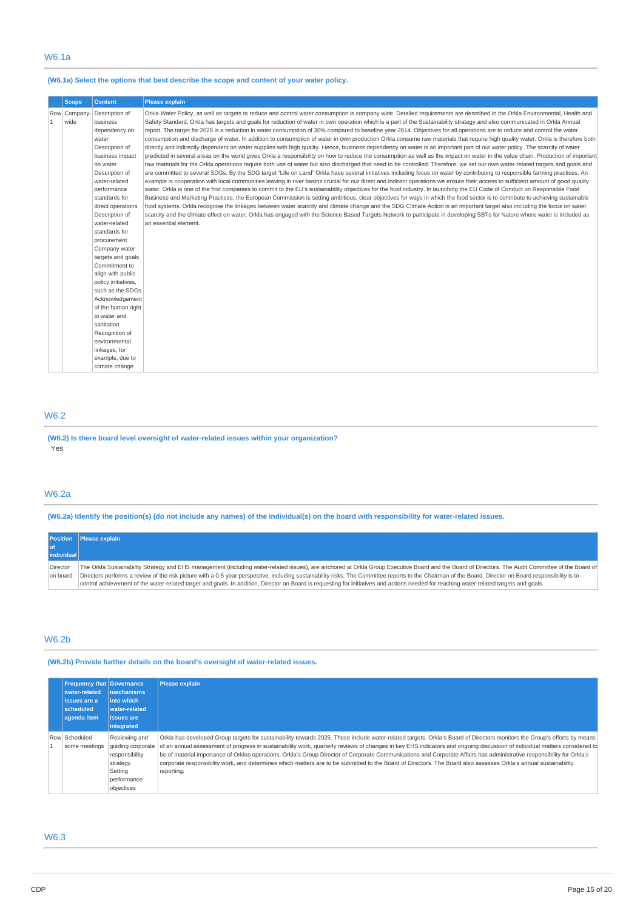## W6.1a

**(W6.1a) Select the options that best describe the scope and content of your water policy.**

| | Scope | Content | Please explain |
|---|---|---|---|
| Row 1 | Company-wide | Description of business dependency on water<br>Description of business impact on water<br>Description of water-related performance standards for direct operations<br>Description of water-related standards for procurement<br>Company water targets and goals<br>Commitment to align with public policy initiatives, such as the SDGs<br>Acknowledgement of the human right to water and sanitation<br>Recognition of environmental linkages, for example, due to climate change | Orkla Water Policy, as well as targets to reduce and control water consumption is company wide. Detailed requirements are described in the Orkla Environmental, Health and Safety Standard. Orkla has targets and goals for reduction of water in own operation which is a part of the Sustainability strategy and also communicated in Orkla Annual report. The target for 2025 is a reduction in water consumption of 30% compared to baseline year 2014. Objectives for all operations are to reduce and control the water consumption and discharge of water. In addition to consumption of water in own production Orkla consume raw materials that require high quality water. Orkla is therefore both directly and indirectly dependent on water supplies with high quality. Hence, business dependency on water is an important part of our water policy. The scarcity of water predicted in several areas on the world gives Orkla a responsibility on how to reduce the consumption as well as the impact on water in the value chain. Production of important raw materials for the Orkla operations require both use of water but also discharged that need to be controlled. Therefore, we set our own water-related targets and goals and are committed to several SDGs. By the SDG target "Life on Land" Orkla have several initiatives including focus on water by contributing to responsible farming practices. An example is cooperation with local communities leaving in river basins crucial for our direct and indirect operations we ensure their access to sufficient amount of good quality water. Orkla is one of the first companies to commit to the EU's sustainability objectives for the food industry. In launching the EU Code of Conduct on Responsible Food Business and Marketing Practices, the European Commission is setting ambitious, clear objectives for ways in which the food sector is to contribute to achieving sustainable food systems. Orkla recognise the linkages between water scarcity and climate change and the SDG Climate Action is an important target also including the focus on water scarcity and the climate effect on water. Orkla has engaged with the Science Based Targets Network to participate in developing SBTs for Nature where water is included as an essential element. |

## W6.2

**(W6.2) Is there board level oversight of water-related issues within your organization?**

Yes

## W6.2a

**(W6.2a) Identify the position(s) (do not include any names) of the individual(s) on the board with responsibility for water-related issues.**

| Position of individual | Please explain |
|---|---|
| Director on board | The Orkla Sustainability Strategy and EHS management (including water-related issues), are anchored at Orkla Group Executive Board and the Board of Directors. The Audit Committee of the Board of Directors performs a review of the risk picture with a 0-5 year perspective, including sustainability risks. The Committee reports to the Chairman of the Board. Director on Board responsibility is to control achievement of the water-related target and goals. In addition, Director on Board is requesting for initiatives and actions needed for reaching water-related targets and goals. |

## W6.2b

**(W6.2b) Provide further details on the board's oversight of water-related issues.**

| | Frequency that water-related issues are a scheduled agenda item | Governance mechanisms into which water-related issues are integrated | Please explain |
|---|---|---|---|
| Row 1 | Scheduled - some meetings | Reviewing and guiding corporate responsibility strategy<br>Setting performance objectives | Orkla has developed Group targets for sustainability towards 2025. These include water-related targets. Orkla's Board of Directors monitors the Group's efforts by means of an annual assessment of progress in sustainability work, quarterly reviews of changes in key EHS indicators and ongoing discussion of individual matters considered to be of material importance of Orklas operations. Orkla's Group Director of Corporate Communications and Corporate Affairs has administrative responsibility for Orkla's corporate responsibility work, and determines which matters are to be submitted to the Board of Directors. The Board also assesses Orkla's annual sustainability reporting. |

## W6.3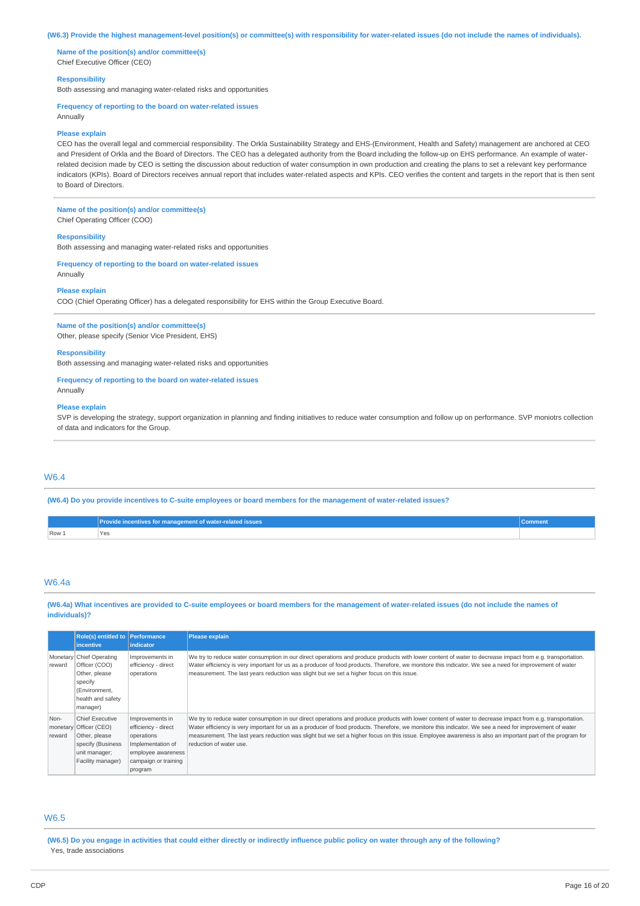**(W6.3) Provide the highest management-level position(s) or committee(s) with responsibility for water-related issues (do not include the names of individuals).**

**Name of the position(s) and/or committee(s)**
Chief Executive Officer (CEO)

**Responsibility**
Both assessing and managing water-related risks and opportunities

**Frequency of reporting to the board on water-related issues**
Annually

**Please explain**
CEO has the overall legal and commercial responsibility. The Orkla Sustainability Strategy and EHS-(Environment, Health and Safety) management are anchored at CEO and President of Orkla and the Board of Directors. The CEO has a delegated authority from the Board including the follow-up on EHS performance. An example of water-related decision made by CEO is setting the discussion about reduction of water consumption in own production and creating the plans to set a relevant key performance indicators (KPIs). Board of Directors receives annual report that includes water-related aspects and KPIs. CEO verifies the content and targets in the report that is then sent to Board of Directors.

---

**Name of the position(s) and/or committee(s)**
Chief Operating Officer (COO)

**Responsibility**
Both assessing and managing water-related risks and opportunities

**Frequency of reporting to the board on water-related issues**
Annually

**Please explain**
COO (Chief Operating Officer) has a delegated responsibility for EHS within the Group Executive Board.

---

**Name of the position(s) and/or committee(s)**
Other, please specify (Senior Vice President, EHS)

**Responsibility**
Both assessing and managing water-related risks and opportunities

**Frequency of reporting to the board on water-related issues**
Annually

**Please explain**
SVP is developing the strategy, support organization in planning and finding initiatives to reduce water consumption and follow up on performance. SVP moniotrs collection of data and indicators for the Group.

---

## W6.4

**(W6.4) Do you provide incentives to C-suite employees or board members for the management of water-related issues?**

| | Provide incentives for management of water-related issues | Comment |
|---|---|---|
| Row 1 | Yes | |

## W6.4a

**(W6.4a) What incentives are provided to C-suite employees or board members for the management of water-related issues (do not include the names of individuals)?**

| | Role(s) entitled to incentive | Performance indicator | Please explain |
|---|---|---|---|
| Monetary reward | Chief Operating Officer (COO)<br>Other, please specify (Environment, health and safety manager) | Improvements in efficiency - direct operations | We try to reduce water consumption in our direct operations and produce products with lower content of water to decrease impact from e.g. transportation. Water efficiency is very important for us as a producer of food products. Therefore, we monitore this indicator. We see a need for improvement of water measurement. The last years reduction was slight but we set a higher focus on this issue. |
| Non-monetary reward | Chief Executive Officer (CEO)<br>Other, please specify (Business unit manager; Facility manager) | Improvements in efficiency - direct operations<br>Implementation of employee awareness campaign or training program | We try to reduce water consumption in our direct operations and produce products with lower content of water to decrease impact from e.g. transportation. Water efficiency is very important for us as a producer of food products. Therefore, we monitore this indicator. We see a need for improvement of water measurement. The last years reduction was slight but we set a higher focus on this issue. Employee awareness is also an important part of the program for reduction of water use. |

## W6.5

**(W6.5) Do you engage in activities that could either directly or indirectly influence public policy on water through any of the following?**
Yes, trade associations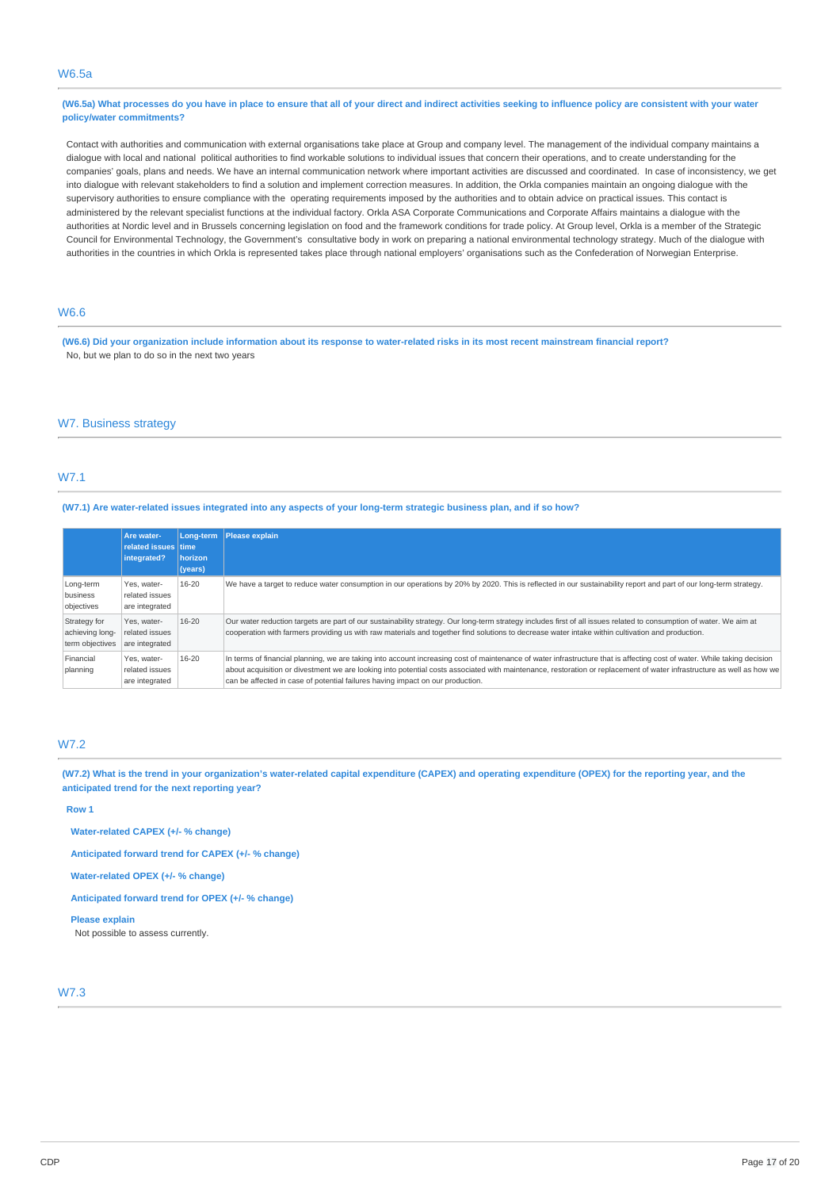## W6.5a

**(W6.5a) What processes do you have in place to ensure that all of your direct and indirect activities seeking to influence policy are consistent with your water policy/water commitments?**

Contact with authorities and communication with external organisations take place at Group and company level. The management of the individual company maintains a dialogue with local and national political authorities to find workable solutions to individual issues that concern their operations, and to create understanding for the companies' goals, plans and needs. We have an internal communication network where important activities are discussed and coordinated. In case of inconsistency, we get into dialogue with relevant stakeholders to find a solution and implement correction measures. In addition, the Orkla companies maintain an ongoing dialogue with the supervisory authorities to ensure compliance with the operating requirements imposed by the authorities and to obtain advice on practical issues. This contact is administered by the relevant specialist functions at the individual factory. Orkla ASA Corporate Communications and Corporate Affairs maintains a dialogue with the authorities at Nordic level and in Brussels concerning legislation on food and the framework conditions for trade policy. At Group level, Orkla is a member of the Strategic Council for Environmental Technology, the Government's consultative body in work on preparing a national environmental technology strategy. Much of the dialogue with authorities in the countries in which Orkla is represented takes place through national employers' organisations such as the Confederation of Norwegian Enterprise.

## W6.6

**(W6.6) Did your organization include information about its response to water-related risks in its most recent mainstream financial report?**

No, but we plan to do so in the next two years

# W7. Business strategy

## W7.1

**(W7.1) Are water-related issues integrated into any aspects of your long-term strategic business plan, and if so how?**

| | Are water-related issues integrated? | Long-term time horizon (years) | Please explain |
|---|---|---|---|
| Long-term business objectives | Yes, water-related issues are integrated | 16-20 | We have a target to reduce water consumption in our operations by 20% by 2020. This is reflected in our sustainability report and part of our long-term strategy. |
| Strategy for achieving long-term objectives | Yes, water-related issues are integrated | 16-20 | Our water reduction targets are part of our sustainability strategy. Our long-term strategy includes first of all issues related to consumption of water. We aim at cooperation with farmers providing us with raw materials and together find solutions to decrease water intake within cultivation and production. |
| Financial planning | Yes, water-related issues are integrated | 16-20 | In terms of financial planning, we are taking into account increasing cost of maintenance of water infrastructure that is affecting cost of water. While taking decision about acquisition or divestment we are looking into potential costs associated with maintenance, restoration or replacement of water infrastructure as well as how we can be affected in case of potential failures having impact on our production. |

## W7.2

**(W7.2) What is the trend in your organization's water-related capital expenditure (CAPEX) and operating expenditure (OPEX) for the reporting year, and the anticipated trend for the next reporting year?**

**Row 1**

**Water-related CAPEX (+/- % change)**

**Anticipated forward trend for CAPEX (+/- % change)**

**Water-related OPEX (+/- % change)**

**Anticipated forward trend for OPEX (+/- % change)**

**Please explain**

Not possible to assess currently.

## W7.3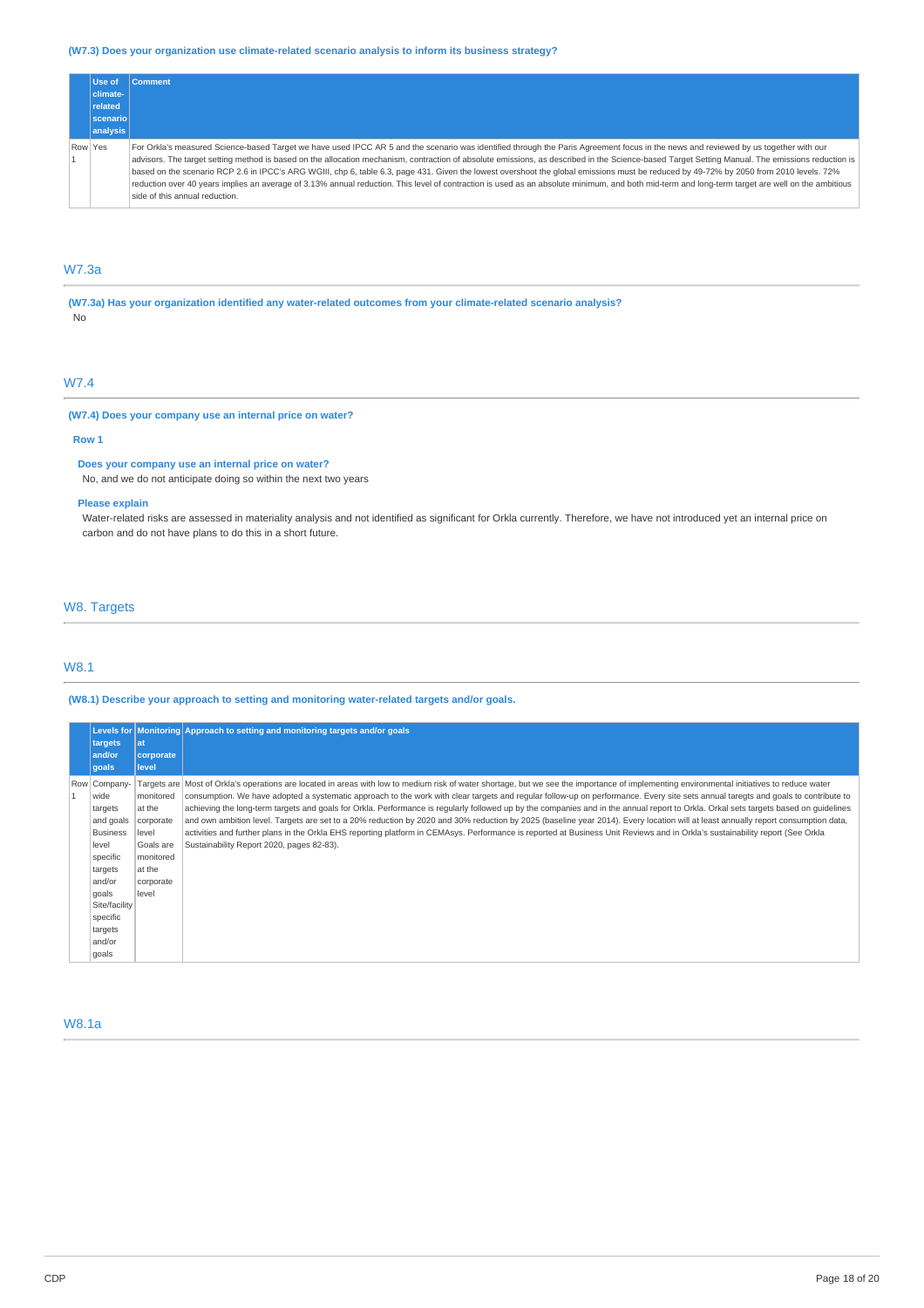**(W7.3) Does your organization use climate-related scenario analysis to inform its business strategy?**

| | Use of climate-related scenario analysis | Comment |
|---|---|---|
| Row 1 | Yes | For Orkla's measured Science-based Target we have used IPCC AR 5 and the scenario was identified through the Paris Agreement focus in the news and reviewed by us together with our advisors. The target setting method is based on the allocation mechanism, contraction of absolute emissions, as described in the Science-based Target Setting Manual. The emissions reduction is based on the scenario RCP 2.6 in IPCC's ARG WGIII, chp 6, table 6.3, page 431. Given the lowest overshoot the global emissions must be reduced by 49-72% by 2050 from 2010 levels. 72% reduction over 40 years implies an average of 3.13% annual reduction. This level of contraction is used as an absolute minimum, and both mid-term and long-term target are well on the ambitious side of this annual reduction. |

## W7.3a

**(W7.3a) Has your organization identified any water-related outcomes from your climate-related scenario analysis?**

No

## W7.4

**(W7.4) Does your company use an internal price on water?**

**Row 1**

**Does your company use an internal price on water?**

No, and we do not anticipate doing so within the next two years

**Please explain**

Water-related risks are assessed in materiality analysis and not identified as significant for Orkla currently. Therefore, we have not introduced yet an internal price on carbon and do not have plans to do this in a short future.

# W8. Targets

## W8.1

**(W8.1) Describe your approach to setting and monitoring water-related targets and/or goals.**

| | Levels for targets and/or goals | Monitoring at corporate level | Approach to setting and monitoring targets and/or goals |
|---|---|---|---|
| Row 1 | Company-wide targets and goals<br>Business level specific targets and/or goals<br>Site/facility specific targets and/or goals | Targets are monitored at the corporate level<br>Goals are monitored at the corporate level | Most of Orkla's operations are located in areas with low to medium risk of water shortage, but we see the importance of implementing environmental initiatives to reduce water consumption. We have adopted a systematic approach to the work with clear targets and regular follow-up on performance. Every site sets annual taregts and goals to contribute to achieving the long-term targets and goals for Orkla. Performance is regularly followed up by the companies and in the annual report to Orkla. Orkal sets targets based on guidelines and own ambition level. Targets are set to a 20% reduction by 2020 and 30% reduction by 2025 (baseline year 2014). Every location will at least annually report consumption data, activities and further plans in the Orkla EHS reporting platform in CEMAsys. Performance is reported at Business Unit Reviews and in Orkla's sustainability report (See Orkla Sustainability Report 2020, pages 82-83). |

## W8.1a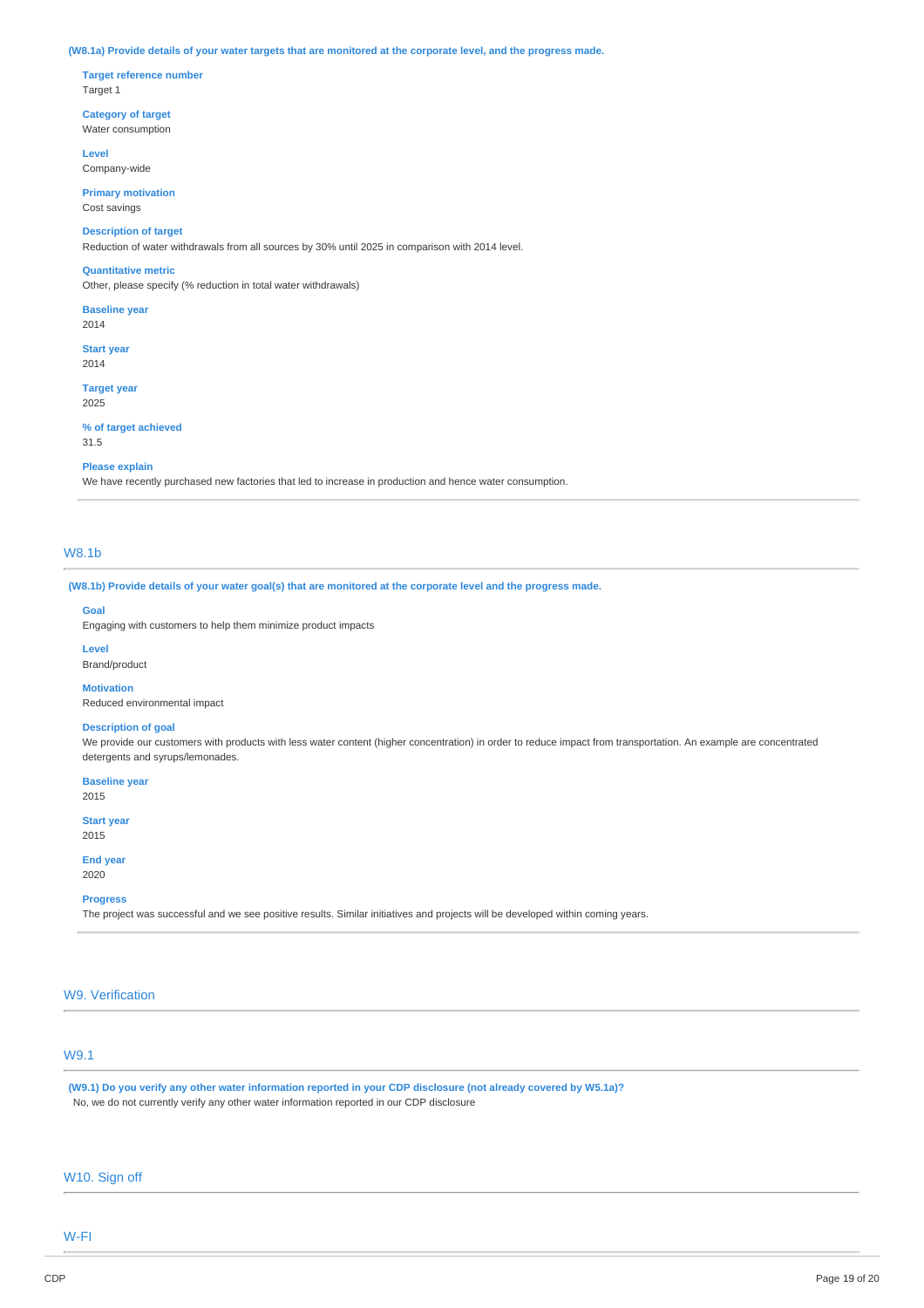**(W8.1a) Provide details of your water targets that are monitored at the corporate level, and the progress made.**

**Target reference number**
Target 1

**Category of target**
Water consumption

**Level**
Company-wide

**Primary motivation**
Cost savings

**Description of target**
Reduction of water withdrawals from all sources by 30% until 2025 in comparison with 2014 level.

**Quantitative metric**
Other, please specify (% reduction in total water withdrawals)

**Baseline year**
2014

**Start year**
2014

**Target year**
2025

**% of target achieved**
31.5

**Please explain**
We have recently purchased new factories that led to increase in production and hence water consumption.

## W8.1b

**(W8.1b) Provide details of your water goal(s) that are monitored at the corporate level and the progress made.**

**Goal**
Engaging with customers to help them minimize product impacts

**Level**
Brand/product

**Motivation**
Reduced environmental impact

**Description of goal**
We provide our customers with products with less water content (higher concentration) in order to reduce impact from transportation. An example are concentrated detergents and syrups/lemonades.

**Baseline year**
2015

**Start year**
2015

**End year**
2020

**Progress**
The project was successful and we see positive results. Similar initiatives and projects will be developed within coming years.

# W9. Verification

## W9.1

**(W9.1) Do you verify any other water information reported in your CDP disclosure (not already covered by W5.1a)?**
No, we do not currently verify any other water information reported in our CDP disclosure

# W10. Sign off

## W-FI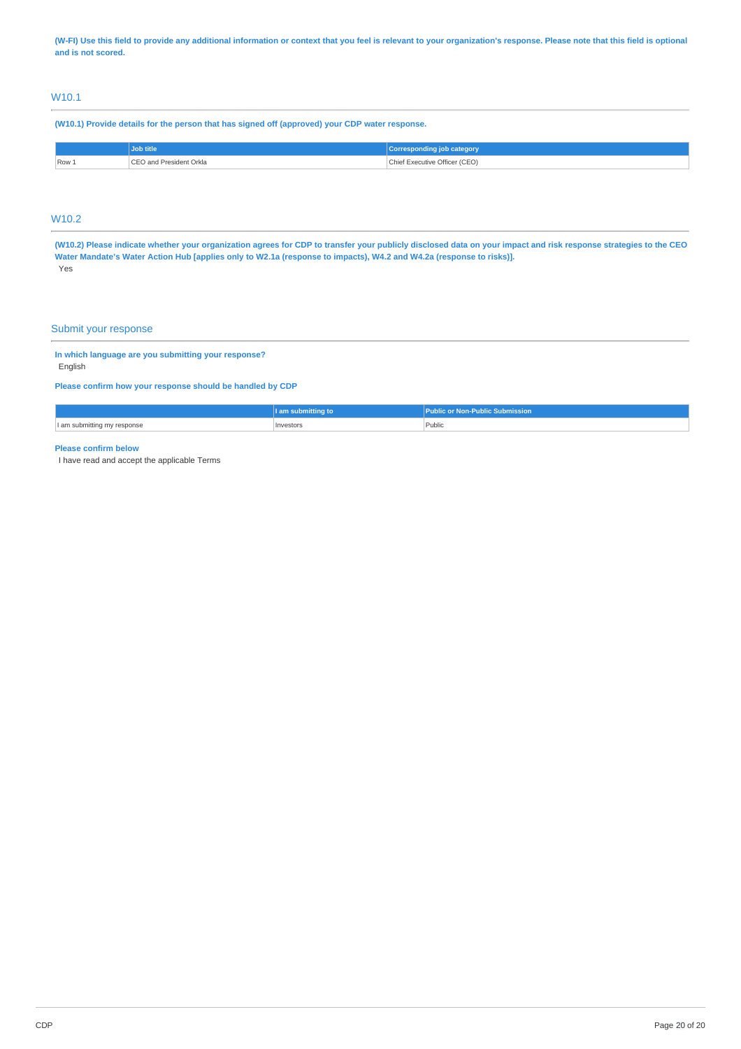**(W-FI) Use this field to provide any additional information or context that you feel is relevant to your organization's response. Please note that this field is optional and is not scored.**

## W10.1

**(W10.1) Provide details for the person that has signed off (approved) your CDP water response.**

| | Job title | Corresponding job category |
|---|---|---|
| Row 1 | CEO and President Orkla | Chief Executive Officer (CEO) |

## W10.2

**(W10.2) Please indicate whether your organization agrees for CDP to transfer your publicly disclosed data on your impact and risk response strategies to the CEO Water Mandate's Water Action Hub [applies only to W2.1a (response to impacts), W4.2 and W4.2a (response to risks)].**

Yes

## Submit your response

**In which language are you submitting your response?**

English

**Please confirm how your response should be handled by CDP**

| | I am submitting to | Public or Non-Public Submission |
|---|---|---|
| I am submitting my response | Investors | Public |

**Please confirm below**

I have read and accept the applicable Terms